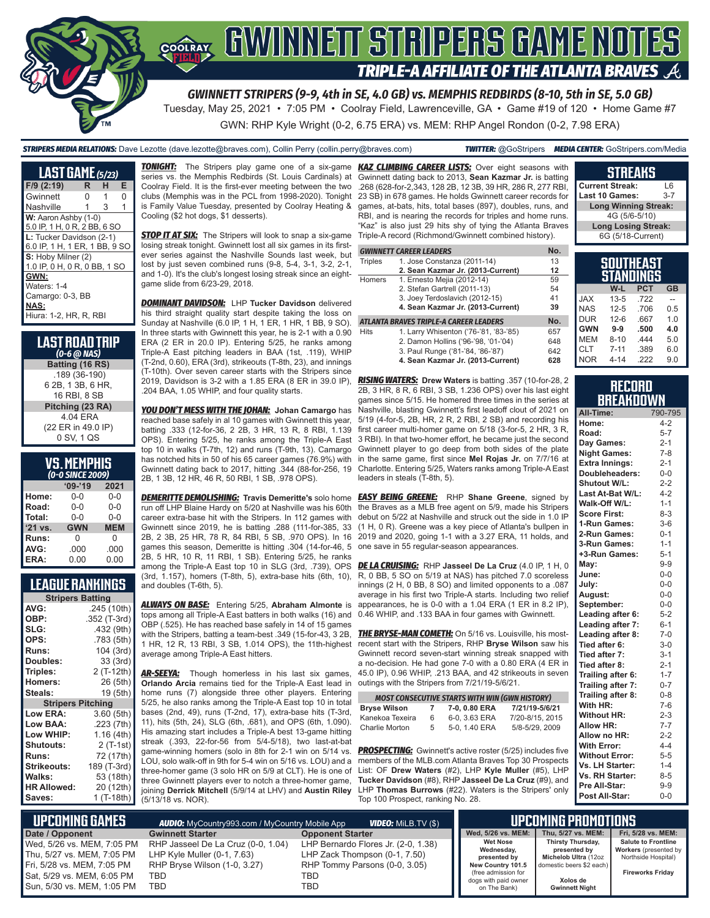# GWINNETT STRIPERS GAME NOTES

## TRIPLE-A AFFILIATE OF THE ATLANTA BRAVES

### GWINNETT STRIPERS (9-9, 4th in SE, 4.0 GB) vs. MEMPHIS REDBIRDS (8-10, 5th in SE, 5.0 GB)

Tuesday, May 25, 2021 • 7:05 PM • Coolray Field, Lawrenceville, GA • Game #19 of 120 • Home Game #7

GWN: RHP Kyle Wright (0-2, 6.75 ERA) vs. MEM: RHP Angel Rondon (0-2, 7.98 ERA)

**STRIPERS MEDIA RELATIONS:** Dave Lezotte (dave.lezotte@braves.com), Collin Perry (collin.perry@braves.com) **TWITTER:** @GoStripers **MEDIA CENTER:** GoStripers.com/Media

## LAST GAME (5/23)

| F/9 (2:19) | R | H | E |
|---|---|---|---|
| Gwinnett | 0 | 1 | 0 |
| Nashville | 1 | 3 | 1 |

**W:** Aaron Ashby (1-0)
5.0 IP, 1 H, 0 R, 2 BB, 6 SO

**L:** Tucker Davidson (2-1)
6.0 IP, 1 H, 1 ER, 1 BB, 9 SO

**S:** Hoby Milner (2)
1.0 IP, 0 H, 0 R, 0 BB, 1 SO

**GWN:**
Waters: 1-4
Camargo: 0-3, BB

**NAS:**
Hiura: 1-2, HR, R, RBI

## LAST ROAD TRIP
(0-6 @ NAS)

**Batting (16 RS)**
.189 (36-190)
6 2B, 1 3B, 6 HR,
16 RBI, 8 SB

**Pitching (23 RA)**
4.04 ERA
(22 ER in 49.0 IP)
0 SV, 1 QS

## VS. MEMPHIS
(0-0 SINCE 2009)

| | '09-'19 | 2021 |
|---|---|---|
| Home: | 0-0 | 0-0 |
| Road: | 0-0 | 0-0 |
| Total: | 0-0 | 0-0 |
| '21 vs. | GWN | MEM |
| Runs: | 0 | 0 |
| AVG: | .000 | .000 |
| ERA: | 0.00 | 0.00 |

## LEAGUE RANKINGS

| Stripers Batting | |
|---|---|
| AVG: | .245 (10th) |
| OBP: | .352 (T-3rd) |
| SLG: | .432 (9th) |
| OPS: | .783 (5th) |
| Runs: | 104 (3rd) |
| Doubles: | 33 (3rd) |
| Triples: | 2 (T-12th) |
| Homers: | 26 (5th) |
| Steals: | 19 (5th) |
| **Stripers Pitching** | |
| Low ERA: | 3.60 (5th) |
| Low BAA: | .223 (7th) |
| Low WHIP: | 1.16 (4th) |
| Shutouts: | 2 (T-1st) |
| Runs: | 72 (17th) |
| Strikeouts: | 189 (T-3rd) |
| Walks: | 53 (18th) |
| HR Allowed: | 20 (12th) |
| Saves: | 1 (T-18th) |

**TONIGHT:** The Stripers play game one of a six-game series vs. the Memphis Redbirds (St. Louis Cardinals) at Coolray Field. It is the first-ever meeting between the two clubs (Memphis was in the PCL from 1998-2020). Tonight is Family Value Tuesday, presented by Coolray Heating & Cooling ($2 hot dogs, $1 desserts).

**STOP IT AT SIX:** The Stripers will look to snap a six-game losing streak tonight. Gwinnett lost all six games in its first-ever series against the Nashville Sounds last week, but lost by just seven combined runs (9-8, 5-4, 3-1, 3-2, 2-1, and 1-0). It's the club's longest losing streak since an eight-game slide from 6/23-29, 2018.

**DOMINANT DAVIDSON:** LHP **Tucker Davidson** delivered his third straight quality start despite taking the loss on Sunday at Nashville (6.0 IP, 1 H, 1 ER, 1 HR, 1 BB, 9 SO). In three starts with Gwinnett this year, he is 2-1 with a 0.90 ERA (2 ER in 20.0 IP). Entering 5/25, he ranks among Triple-A East pitching leaders in BAA (1st, .119), WHIP (T-2nd, 0.60), ERA (3rd), strikeouts (T-8th, 23), and innings (T-10th). Over seven career starts with the Stripers since 2019, Davidson is 3-2 with a 1.85 ERA (8 ER in 39.0 IP), .204 BAA, 1.05 WHIP, and four quality starts.

**YOU DON'T MESS WITH THE JOHAN:** **Johan Camargo** has reached base safely in al 10 games with Gwinnett this year, batting .333 (12-for-36, 2 2B, 3 HR, 13 R, 8 RBI, 1.139 OPS). Entering 5/25, he ranks among the Triple-A East top 10 in walks (T-7th, 12) and runs (T-9th, 13). Camargo has notched hits in 50 of his 65 career games (76.9%) with Gwinnett dating back to 2017, hitting .344 (88-for-256, 19 2B, 1 3B, 12 HR, 46 R, 50 RBI, 1 SB, .978 OPS).

**DEMERITTE DEMOLISHING:** **Travis Demeritte's** solo home run off LHP Blaine Hardy on 5/20 at Nashville was his 60th career extra-base hit with the Stripers. In 112 games with Gwinnett since 2019, he is batting .288 (111-for-385, 33 2B, 2 3B, 25 HR, 78 R, 84 RBI, 5 SB, .970 OPS). In 16 games this season, Demeritte is hitting .304 (14-for-46, 5 2B, 5 HR, 10 R, 11 RBI, 1 SB). Entering 5/25, he ranks among the Triple-A East top 10 in SLG (3rd, .739), OPS (3rd, 1.157), homers (T-8th, 5), extra-base hits (6th, 10), and doubles (T-6th, 5).

**ALWAYS ON BASE:** Entering 5/25, **Abraham Almonte** is tops among all Triple-A East batters in both walks (16) and OBP (.525). He has reached base safely in 14 of 15 games with the Stripers, batting a team-best .349 (15-for-43, 3 2B, 1 HR, 12 R, 13 RBI, 3 SB, 1.014 OPS), the 11th-highest average among Triple-A East hitters.

**AR-SEEYA:** Though homerless in his last six games, **Orlando Arcia** remains tied for the Triple-A East lead in home runs (7) alongside three other players. Entering 5/25, he also ranks among the Triple-A East top 10 in total bases (2nd, 49), runs (T-2nd, 17), extra-base hits (T-3rd, 11), hits (5th, 24), SLG (6th, .681), and OPS (6th, 1.090). His amazing start includes a Triple-A best 13-game hitting streak (.393, 22-for-56 from 5/4-5/18), two last-at-bat game-winning homers (solo in 8th for 2-1 win on 5/14 vs. LOU, solo walk-off in 9th for 5-4 win on 5/16 vs. LOU) and a three-homer game (3 solo HR on 5/9 at CLT). He is one of three Gwinnett players ever to notch a three-homer game, joining **Derrick Mitchell** (5/9/14 at LHV) and **Austin Riley** (5/13/18 vs. NOR).

**KAZ CLIMBING CAREER LISTS:** Over eight seasons with Gwinnett dating back to 2013, **Sean Kazmar Jr.** is batting .268 (628-for-2,343, 128 2B, 12 3B, 39 HR, 286 R, 277 RBI, 23 SB) in 678 games. He holds Gwinnett career records for games, at-bats, hits, total bases (897), doubles, runs, and RBI, and is nearing the records for triples and home runs. "Kaz" is also just 29 hits shy of tying the Atlanta Braves Triple-A record (Richmond/Gwinnett combined history).

| GWINNETT CAREER LEADERS | | No. |
|---|---|---|
| Triples | 1. Jose Constanza (2011-14) | 13 |
| | **2. Sean Kazmar Jr. (2013-Current)** | **12** |
| Homers | 1. Ernesto Mejia (2012-14) | 59 |
| | 2. Stefan Gartrell (2011-13) | 54 |
| | 3. Joey Terdoslavich (2012-15) | 41 |
| | **4. Sean Kazmar Jr. (2013-Current)** | **39** |
| **ATLANTA BRAVES TRIPLE-A CAREER LEADERS** | | **No.** |
| Hits | 1. Larry Whisenton ('76-'81, '83-'85) | 657 |
| | 2. Damon Hollins ('96-'98, '01-'04) | 648 |
| | 3. Paul Runge ('81-'84, '86-'87) | 642 |
| | **4. Sean Kazmar Jr. (2013-Current)** | **628** |

**RISING WATERS:** **Drew Waters** is batting .357 (10-for-28, 2 2B, 3 HR, 8 R, 6 RBI, 3 SB, 1.236 OPS) over his last eight games since 5/15. He homered three times in the series at Nashville, blasting Gwinnett's first leadoff clout of 2021 on 5/19 (4-for-5, 2B, HR, 2 R, 2 RBI, 2 SB) and recording his first career multi-homer game on 5/18 (3-for-5, 2 HR, 3 R, 3 RBI). In that two-homer effort, he became just the second Gwinnett player to go deep from both sides of the plate in the same game, first since **Mel Rojas Jr.** on 7/7/16 at Charlotte. Entering 5/25, Waters ranks among Triple-A East leaders in steals (T-8th, 5).

**EASY BEING GREENE:** RHP **Shane Greene**, signed by the Braves as a MLB free agent on 5/9, made his Stripers debut on 5/22 at Nashville and struck out the side in 1.0 IP (1 H, 0 R). Greene was a key piece of Atlanta's bullpen in 2019 and 2020, going 1-1 with a 3.27 ERA, 11 holds, and one save in 55 regular-season appearances.

**DE LA CRUISING:** RHP **Jasseel De La Cruz** (4.0 IP, 1 H, 0 R, 0 BB, 5 SO on 5/19 at NAS) has pitched 7.0 scoreless innings (2 H, 0 BB, 8 SO) and limited opponents to a .087 average in his first two Triple-A starts. Including two relief appearances, he is 0-0 with a 1.04 ERA (1 ER in 8.2 IP), 0.46 WHIP, and .133 BAA in four games with Gwinnett.

**THE BRYSE-MAN COMETH:** On 5/16 vs. Louisville, his most-recent start with the Stripers, RHP **Bryse Wilson** saw his Gwinnett record seven-start winning streak snapped with a no-decision. He had gone 7-0 with a 0.80 ERA (4 ER in 45.0 IP), 0.96 WHIP, .213 BAA, and 42 strikeouts in seven outings with the Stripers from 7/21/19-5/6/21.

| MOST CONSECUTIVE STARTS WITH WIN (GWN HISTORY) | | | |
|---|---|---|---|
| **Bryse Wilson** | **7** | **7-0, 0.80 ERA** | **7/21/19-5/6/21** |
| Kanekoa Texeira | 6 | 6-0, 3.63 ERA | 7/20-8/15, 2015 |
| Charlie Morton | 5 | 5-0, 1.40 ERA | 5/8-5/29, 2009 |

**PROSPECTING:** Gwinnett's active roster (5/25) includes five members of the MLB.com Atlanta Braves Top 30 Prospects List: OF **Drew Waters** (#2), LHP **Kyle Muller** (#5), LHP **Tucker Davidson** (#8), RHP **Jasseel De La Cruz** (#9), and LHP **Thomas Burrows** (#22). Waters is the Stripers' only Top 100 Prospect, ranking No. 28.

## STREAKS

| | |
|---|---|
| Current Streak: | L6 |
| Last 10 Games: | 3-7 |
| **Long Winning Streak:** | |
| 4G (5/6-5/10) | |
| **Long Losing Streak:** | |
| 6G (5/18-Current) | |

## SOUTHEAST STANDINGS

| | W-L | PCT | GB |
|---|---|---|---|
| JAX | 13-5 | .722 | -- |
| NAS | 12-5 | .706 | 0.5 |
| DUR | 12-6 | .667 | 1.0 |
| **GWN** | **9-9** | **.500** | **4.0** |
| MEM | 8-10 | .444 | 5.0 |
| CLT | 7-11 | .389 | 6.0 |
| NOR | 4-14 | .222 | 9.0 |

## RECORD BREAKDOWN

| | |
|---|---|
| All-Time: | 790-795 |
| Home: | 4-2 |
| Road: | 5-7 |
| Day Games: | 2-1 |
| Night Games: | 7-8 |
| Extra Innings: | 2-1 |
| Doubleheaders: | 0-0 |
| Shutout W/L: | 2-2 |
| Last At-Bat W/L: | 4-2 |
| Walk-Off W/L: | 1-1 |
| Score First: | 8-3 |
| 1-Run Games: | 3-6 |
| 2-Run Games: | 0-1 |
| 3-Run Games: | 1-1 |
| +3-Run Games: | 5-1 |
| May: | 9-9 |
| June: | 0-0 |
| July: | 0-0 |
| August: | 0-0 |
| September: | 0-0 |
| Leading after 6: | 5-2 |
| Leading after 7: | 6-1 |
| Leading after 8: | 7-0 |
| Tied after 6: | 3-0 |
| Tied after 7: | 3-1 |
| Tied after 8: | 2-1 |
| Trailing after 6: | 1-7 |
| Trailing after 7: | 0-7 |
| Trailing after 8: | 0-8 |
| With HR: | 7-6 |
| Without HR: | 2-3 |
| Allow HR: | 7-7 |
| Allow no HR: | 2-2 |
| With Error: | 4-4 |
| Without Error: | 5-5 |
| Vs. LH Starter: | 1-4 |
| Vs. RH Starter: | 8-5 |
| Pre All-Star: | 9-9 |
| Post All-Star: | 0-0 |

## UPCOMING GAMES

**AUDIO:** MyCountry993.com / MyCountry Mobile App **VIDEO:** MiLB.TV ($)

| Date / Opponent | Gwinnett Starter | Opponent Starter |
|---|---|---|
| Wed, 5/26 vs. MEM, 7:05 PM | RHP Jasseel De La Cruz (0-0, 1.04) | LHP Bernardo Flores Jr. (2-0, 1.38) |
| Thu, 5/27 vs. MEM, 7:05 PM | LHP Kyle Muller (0-1, 7.63) | LHP Zack Thompson (0-1, 7.50) |
| Fri, 5/28 vs. MEM, 7:05 PM | RHP Bryse Wilson (1-0, 3.27) | RHP Tommy Parsons (0-0, 3.05) |
| Sat, 5/29 vs. MEM, 6:05 PM | TBD | TBD |
| Sun, 5/30 vs. MEM, 1:05 PM | TBD | TBD |

## UPCOMING PROMOTIONS

| Wed, 5/26 vs. MEM: | Thu, 5/27 vs. MEM: | Fri, 5/28 vs. MEM: |
|---|---|---|
| Wet Nose Wednesday, presented by New Country 101.5 (free admission for dogs with paid owner on The Bank) | Thirsty Thursday, presented by Michelob Ultra (12oz domestic beers $2 each) | Salute to Frontline Workers (presented by Northside Hospital) |
| | Xolos de Gwinnett Night | Fireworks Friday |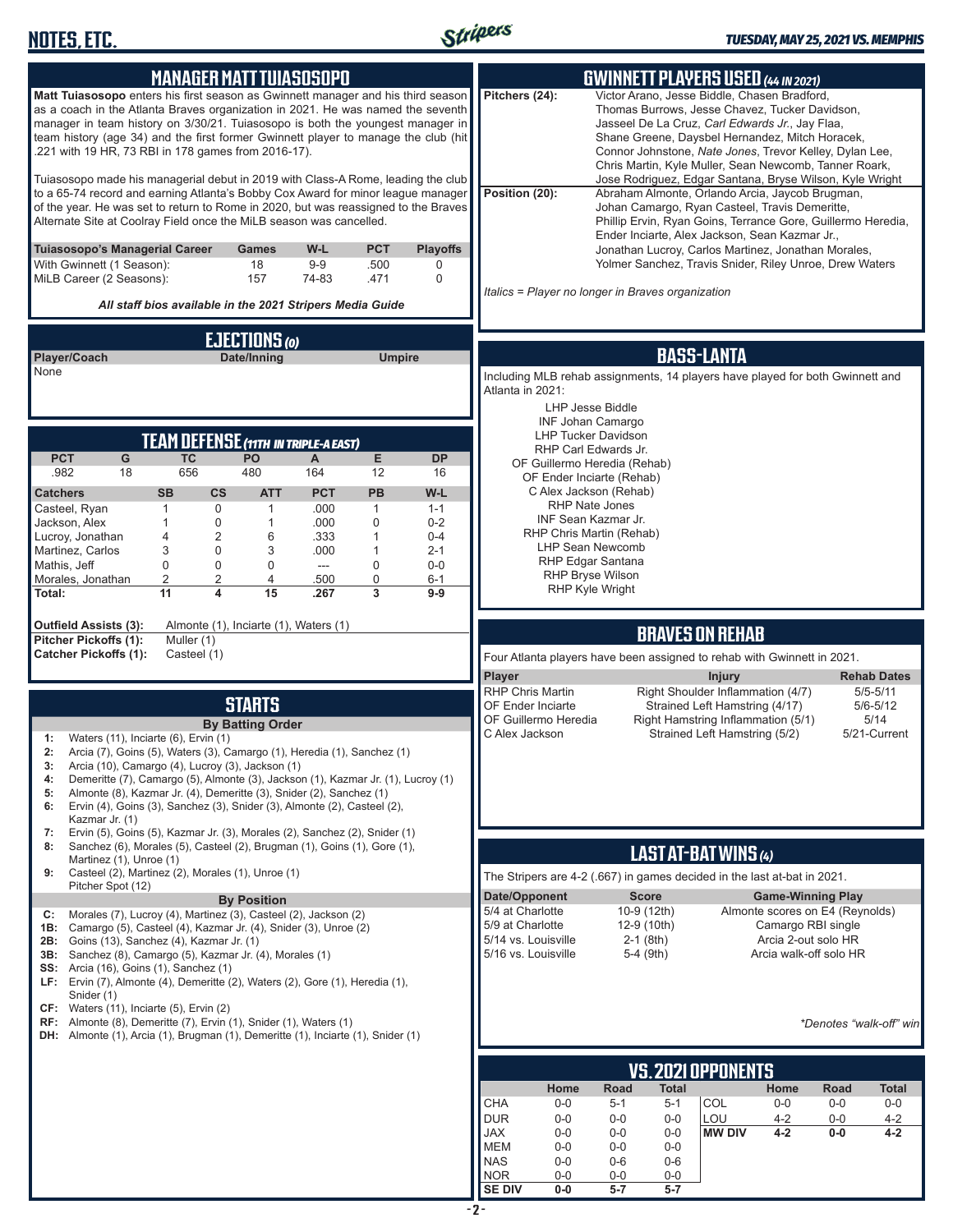# NOTES, ETC.

*TUESDAY, MAY 25, 2021 VS. MEMPHIS*

## MANAGER MATT TUIASOSOPO

**Matt Tuiasosopo** enters his first season as Gwinnett manager and his third season as a coach in the Atlanta Braves organization in 2021. He was named the seventh manager in team history on 3/30/21. Tuiasosopo is both the youngest manager in team history (age 34) and the first former Gwinnett player to manage the club (hit .221 with 19 HR, 73 RBI in 178 games from 2016-17).

Tuiasosopo made his managerial debut in 2019 with Class-A Rome, leading the club to a 65-74 record and earning Atlanta's Bobby Cox Award for minor league manager of the year. He was set to return to Rome in 2020, but was reassigned to the Braves Alternate Site at Coolray Field once the MiLB season was cancelled.

| Tuiasosopo's Managerial Career | Games | W-L | PCT | Playoffs |
|---|---|---|---|---|
| With Gwinnett (1 Season): | 18 | 9-9 | .500 | 0 |
| MiLB Career (2 Seasons): | 157 | 74-83 | .471 | 0 |

***All staff bios available in the 2021 Stripers Media Guide***

## EJECTIONS (0)

| Player/Coach | Date/Inning | Umpire |
|---|---|---|
| None | | |

## TEAM DEFENSE (11TH IN TRIPLE-A EAST)

| PCT | G | TC | PO | A | E | DP |
|---|---|---|---|---|---|---|
| .982 | 18 | 656 | 480 | 164 | 12 | 16 |

| Catchers | SB | CS | ATT | PCT | PB | W-L |
|---|---|---|---|---|---|---|
| Casteel, Ryan | 1 | 0 | 1 | .000 | 1 | 1-1 |
| Jackson, Alex | 1 | 0 | 1 | .000 | 0 | 0-2 |
| Lucroy, Jonathan | 4 | 2 | 6 | .333 | 1 | 0-4 |
| Martinez, Carlos | 3 | 0 | 3 | .000 | 1 | 2-1 |
| Mathis, Jeff | 0 | 0 | 0 | --- | 0 | 0-0 |
| Morales, Jonathan | 2 | 2 | 4 | .500 | 0 | 6-1 |
| **Total:** | **11** | **4** | **15** | **.267** | **3** | **9-9** |

**Outfield Assists (3):** Almonte (1), Inciarte (1), Waters (1)
**Pitcher Pickoffs (1):** Muller (1)
**Catcher Pickoffs (1):** Casteel (1)

## STARTS

**By Batting Order**

1: Waters (11), Inciarte (6), Ervin (1)
2: Arcia (7), Goins (5), Waters (3), Camargo (1), Heredia (1), Sanchez (1)
3: Arcia (10), Camargo (4), Lucroy (3), Jackson (1)
4: Demeritte (7), Camargo (5), Almonte (3), Jackson (1), Kazmar Jr. (1), Lucroy (1)
5: Almonte (8), Kazmar Jr. (4), Demeritte (3), Snider (2), Sanchez (1)
6: Ervin (4), Goins (3), Sanchez (3), Snider (3), Almonte (2), Casteel (2), Kazmar Jr. (1)
7: Ervin (5), Goins (5), Kazmar Jr. (3), Morales (2), Sanchez (2), Snider (1)
8: Sanchez (6), Morales (5), Casteel (2), Brugman (1), Goins (1), Gore (1), Martinez (1), Unroe (1)
9: Casteel (2), Martinez (2), Morales (1), Unroe (1)
Pitcher Spot (12)

**By Position**

C: Morales (7), Lucroy (4), Martinez (3), Casteel (2), Jackson (2)
1B: Camargo (5), Casteel (4), Kazmar Jr. (4), Snider (3), Unroe (2)
2B: Goins (13), Sanchez (4), Kazmar Jr. (1)
3B: Sanchez (8), Camargo (5), Kazmar Jr. (4), Morales (1)
SS: Arcia (16), Goins (1), Sanchez (1)
LF: Ervin (7), Almonte (4), Demeritte (2), Waters (2), Gore (1), Heredia (1), Snider (1)
CF: Waters (11), Inciarte (5), Ervin (2)
RF: Almonte (8), Demeritte (7), Ervin (1), Snider (1), Waters (1)
DH: Almonte (1), Arcia (1), Brugman (1), Demeritte (1), Inciarte (1), Snider (1)

## GWINNETT PLAYERS USED (44 IN 2021)

**Pitchers (24):** Victor Arano, Jesse Biddle, Chasen Bradford, Thomas Burrows, Jesse Chavez, Tucker Davidson, Jasseel De La Cruz, *Carl Edwards Jr.*, Jay Flaa, Shane Greene, Daysbel Hernandez, Mitch Horacek, Connor Johnstone, *Nate Jones*, Trevor Kelley, Dylan Lee, Chris Martin, Kyle Muller, Sean Newcomb, Tanner Roark, Jose Rodriguez, Edgar Santana, Bryse Wilson, Kyle Wright

**Position (20):** Abraham Almonte, Orlando Arcia, Jaycob Brugman, Johan Camargo, Ryan Casteel, Travis Demeritte, Phillip Ervin, Ryan Goins, Terrance Gore, Guillermo Heredia, Ender Inciarte, Alex Jackson, Sean Kazmar Jr., Jonathan Lucroy, Carlos Martinez, Jonathan Morales, Yolmer Sanchez, Travis Snider, Riley Unroe, Drew Waters

*Italics = Player no longer in Braves organization*

## BASS-LANTA

Including MLB rehab assignments, 14 players have played for both Gwinnett and Atlanta in 2021:

LHP Jesse Biddle
INF Johan Camargo
LHP Tucker Davidson
RHP Carl Edwards Jr.
OF Guillermo Heredia (Rehab)
OF Ender Inciarte (Rehab)
C Alex Jackson (Rehab)
RHP Nate Jones
INF Sean Kazmar Jr.
RHP Chris Martin (Rehab)
LHP Sean Newcomb
RHP Edgar Santana
RHP Bryse Wilson
RHP Kyle Wright

## BRAVES ON REHAB

Four Atlanta players have been assigned to rehab with Gwinnett in 2021.

| Player | Injury | Rehab Dates |
|---|---|---|
| RHP Chris Martin | Right Shoulder Inflammation (4/7) | 5/5-5/11 |
| OF Ender Inciarte | Strained Left Hamstring (4/17) | 5/6-5/12 |
| OF Guillermo Heredia | Right Hamstring Inflammation (5/1) | 5/14 |
| C Alex Jackson | Strained Left Hamstring (5/2) | 5/21-Current |

## LAST AT-BAT WINS (4)

The Stripers are 4-2 (.667) in games decided in the last at-bat in 2021.

| Date/Opponent | Score | Game-Winning Play |
|---|---|---|
| 5/4 at Charlotte | 10-9 (12th) | Almonte scores on E4 (Reynolds) |
| 5/9 at Charlotte | 12-9 (10th) | Camargo RBI single |
| 5/14 vs. Louisville | 2-1 (8th) | Arcia 2-out solo HR |
| 5/16 vs. Louisville | 5-4 (9th) | Arcia walk-off solo HR |

*\*Denotes "walk-off" win*

## VS. 2021 OPPONENTS

| | Home | Road | Total | | Home | Road | Total |
|---|---|---|---|---|---|---|---|
| CHA | 0-0 | 5-1 | 5-1 | COL | 0-0 | 0-0 | 0-0 |
| DUR | 0-0 | 0-0 | 0-0 | LOU | 4-2 | 0-0 | 4-2 |
| JAX | 0-0 | 0-0 | 0-0 | **MW DIV** | **4-2** | **0-0** | **4-2** |
| MEM | 0-0 | 0-0 | 0-0 | | | | |
| NAS | 0-0 | 0-6 | 0-6 | | | | |
| NOR | 0-0 | 0-0 | 0-0 | | | | |
| **SE DIV** | **0-0** | **5-7** | **5-7** | | | | |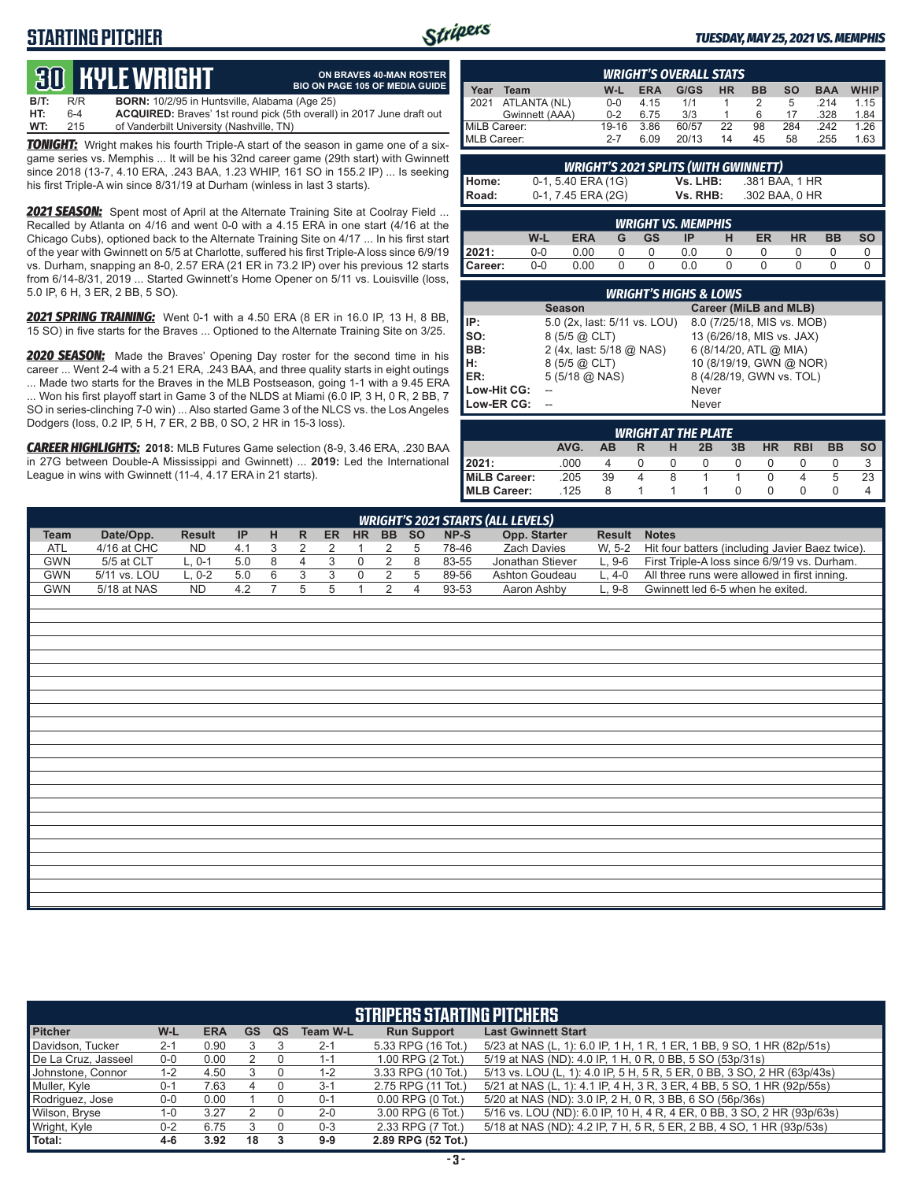# STARTING PITCHER

*TUESDAY, MAY 25, 2021 VS. MEMPHIS*

## 30 KYLE WRIGHT

**ON BRAVES 40-MAN ROSTER**
**BIO ON PAGE 105 OF MEDIA GUIDE**

**B/T:** R/R **BORN:** 10/2/95 in Huntsville, Alabama (Age 25)
**HT:** 6-4 **ACQUIRED:** Braves' 1st round pick (5th overall) in 2017 June draft out
**WT:** 215 of Vanderbilt University (Nashville, TN)

***TONIGHT:*** Wright makes his fourth Triple-A start of the season in game one of a six-game series vs. Memphis ... It will be his 32nd career game (29th start) with Gwinnett since 2018 (13-7, 4.10 ERA, .243 BAA, 1.23 WHIP, 161 SO in 155.2 IP) ... Is seeking his first Triple-A win since 8/31/19 at Durham (winless in last 3 starts).

***2021 SEASON:*** Spent most of April at the Alternate Training Site at Coolray Field ... Recalled by Atlanta on 4/16 and went 0-0 with a 4.15 ERA in one start (4/16 at the Chicago Cubs), optioned back to the Alternate Training Site on 4/17 ... In his first start of the year with Gwinnett on 5/5 at Charlotte, suffered his first Triple-A loss since 6/9/19 vs. Durham, snapping an 8-0, 2.57 ERA (21 ER in 73.2 IP) over his previous 12 starts from 6/14-8/31, 2019 ... Started Gwinnett's Home Opener on 5/11 vs. Louisville (loss, 5.0 IP, 6 H, 3 ER, 2 BB, 5 SO).

***2021 SPRING TRAINING:*** Went 0-1 with a 4.50 ERA (8 ER in 16.0 IP, 13 H, 8 BB, 15 SO) in five starts for the Braves ... Optioned to the Alternate Training Site on 3/25.

***2020 SEASON:*** Made the Braves' Opening Day roster for the second time in his career ... Went 2-4 with a 5.21 ERA, .243 BAA, and three quality starts in eight outings ... Made two starts for the Braves in the MLB Postseason, going 1-1 with a 9.45 ERA ... Won his first playoff start in Game 3 of the NLDS at Miami (6.0 IP, 3 H, 0 R, 2 BB, 7 SO in series-clinching 7-0 win) ... Also started Game 3 of the NLCS vs. the Los Angeles Dodgers (loss, 0.2 IP, 5 H, 7 ER, 2 BB, 0 SO, 2 HR in 15-3 loss).

***CAREER HIGHLIGHTS:*** **2018:** MLB Futures Game selection (8-9, 3.46 ERA, .230 BAA in 27G between Double-A Mississippi and Gwinnett) ... **2019:** Led the International League in wins with Gwinnett (11-4, 4.17 ERA in 21 starts).

### WRIGHT'S OVERALL STATS

| Year | Team | W-L | ERA | G/GS | HR | BB | SO | BAA | WHIP |
|---|---|---|---|---|---|---|---|---|---|
| 2021 | ATLANTA (NL) | 0-0 | 4.15 | 1/1 | 1 | 2 | 5 | .214 | 1.15 |
| | Gwinnett (AAA) | 0-2 | 6.75 | 3/3 | 1 | 6 | 17 | .328 | 1.84 |
| MiLB Career: | | 19-16 | 3.86 | 60/57 | 22 | 98 | 284 | .242 | 1.26 |
| MLB Career: | | 2-7 | 6.09 | 20/13 | 14 | 45 | 58 | .255 | 1.63 |

### WRIGHT'S 2021 SPLITS (WITH GWINNETT)

| | | | |
|---|---|---|---|
| Home: | 0-1, 5.40 ERA (1G) | Vs. LHB: | .381 BAA, 1 HR |
| Road: | 0-1, 7.45 ERA (2G) | Vs. RHB: | .302 BAA, 0 HR |

### WRIGHT VS. MEMPHIS

| | W-L | ERA | G | GS | IP | H | ER | HR | BB | SO |
|---|---|---|---|---|---|---|---|---|---|---|
| 2021: | 0-0 | 0.00 | 0 | 0 | 0.0 | 0 | 0 | 0 | 0 | 0 |
| Career: | 0-0 | 0.00 | 0 | 0 | 0.0 | 0 | 0 | 0 | 0 | 0 |

### WRIGHT'S HIGHS & LOWS

| | Season | Career (MiLB and MLB) |
|---|---|---|
| IP: | 5.0 (2x, last: 5/11 vs. LOU) | 8.0 (7/25/18, MIS vs. MOB) |
| SO: | 8 (5/5 @ CLT) | 13 (6/26/18, MIS vs. JAX) |
| BB: | 2 (4x, last: 5/18 @ NAS) | 6 (8/14/20, ATL @ MIA) |
| H: | 8 (5/5 @ CLT) | 10 (8/19/19, GWN @ NOR) |
| ER: | 5 (5/18 @ NAS) | 8 (4/28/19, GWN vs. TOL) |
| Low-Hit CG: | -- | Never |
| Low-ER CG: | -- | Never |

### WRIGHT AT THE PLATE

| | AVG. | AB | R | H | 2B | 3B | HR | RBI | BB | SO |
|---|---|---|---|---|---|---|---|---|---|---|
| 2021: | .000 | 4 | 0 | 0 | 0 | 0 | 0 | 0 | 0 | 3 |
| MiLB Career: | .205 | 39 | 4 | 8 | 1 | 1 | 0 | 4 | 5 | 23 |
| MLB Career: | .125 | 8 | 1 | 1 | 1 | 0 | 0 | 0 | 0 | 4 |

### WRIGHT'S 2021 STARTS (ALL LEVELS)

| Team | Date/Opp. | Result | IP | H | R | ER | HR | BB | SO | NP-S | Opp. Starter | Result | Notes |
|---|---|---|---|---|---|---|---|---|---|---|---|---|---|
| ATL | 4/16 at CHC | ND | 4.1 | 3 | 2 | 2 | 1 | 2 | 5 | 78-46 | Zach Davies | W, 5-2 | Hit four batters (including Javier Baez twice). |
| GWN | 5/5 at CLT | L, 0-1 | 5.0 | 8 | 4 | 3 | 0 | 2 | 8 | 83-55 | Jonathan Stiever | L, 9-6 | First Triple-A loss since 6/9/19 vs. Durham. |
| GWN | 5/11 vs. LOU | L, 0-2 | 5.0 | 6 | 3 | 3 | 0 | 2 | 5 | 89-56 | Ashton Goudeau | L, 4-0 | All three runs were allowed in first inning. |
| GWN | 5/18 at NAS | ND | 4.2 | 7 | 5 | 5 | 1 | 2 | 4 | 93-53 | Aaron Ashby | L, 9-8 | Gwinnett led 6-5 when he exited. |

### STRIPERS STARTING PITCHERS

| Pitcher | W-L | ERA | GS | QS | Team W-L | Run Support | Last Gwinnett Start |
|---|---|---|---|---|---|---|---|
| Davidson, Tucker | 2-1 | 0.90 | 3 | 3 | 2-1 | 5.33 RPG (16 Tot.) | 5/23 at NAS (L, 1): 6.0 IP, 1 H, 1 R, 1 ER, 1 BB, 9 SO, 1 HR (82p/51s) |
| De La Cruz, Jasseel | 0-0 | 0.00 | 2 | 0 | 1-1 | 1.00 RPG (2 Tot.) | 5/19 at NAS (ND): 4.0 IP, 1 H, 0 R, 0 BB, 5 SO (53p/31s) |
| Johnstone, Connor | 1-2 | 4.50 | 3 | 0 | 1-2 | 3.33 RPG (10 Tot.) | 5/13 vs. LOU (L, 1): 4.0 IP, 5 H, 5 R, 5 ER, 0 BB, 3 SO, 2 HR (63p/43s) |
| Muller, Kyle | 0-1 | 7.63 | 4 | 0 | 3-1 | 2.75 RPG (11 Tot.) | 5/21 at NAS (L, 1): 4.1 IP, 4 H, 3 R, 3 ER, 4 BB, 5 SO, 1 HR (92p/55s) |
| Rodriguez, Jose | 0-0 | 0.00 | 1 | 0 | 0-1 | 0.00 RPG (0 Tot.) | 5/20 at NAS (ND): 3.0 IP, 2 H, 0 R, 3 BB, 6 SO (56p/36s) |
| Wilson, Bryse | 1-0 | 3.27 | 2 | 0 | 2-0 | 3.00 RPG (6 Tot.) | 5/16 vs. LOU (ND): 6.0 IP, 10 H, 4 R, 4 ER, 0 BB, 3 SO, 2 HR (93p/63s) |
| Wright, Kyle | 0-2 | 6.75 | 3 | 0 | 0-3 | 2.33 RPG (7 Tot.) | 5/18 at NAS (ND): 4.2 IP, 7 H, 5 R, 5 ER, 2 BB, 4 SO, 1 HR (93p/53s) |
| **Total:** | **4-6** | **3.92** | **18** | **3** | **9-9** | **2.89 RPG (52 Tot.)** | |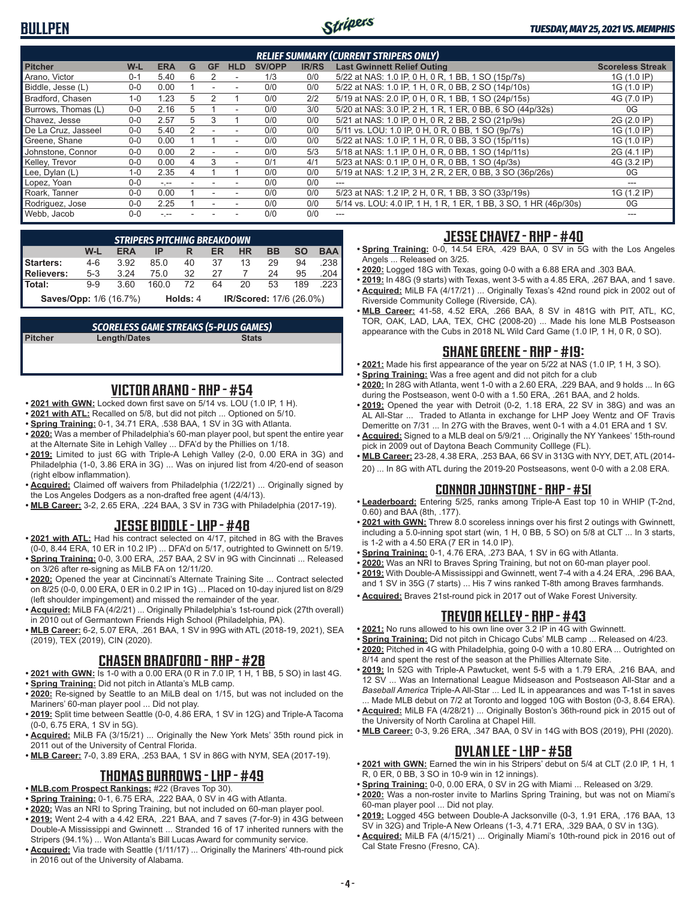# BULLPEN

*TUESDAY, MAY 25, 2021 VS. MEMPHIS*

## RELIEF SUMMARY (CURRENT STRIPERS ONLY)

| Pitcher | W-L | ERA | G | GF | HLD | SV/OPP | IR/RS | Last Gwinnett Relief Outing | Scoreless Streak |
|---|---|---|---|---|---|---|---|---|---|
| Arano, Victor | 0-1 | 5.40 | 6 | 2 | - | 1/3 | 0/0 | 5/22 at NAS: 1.0 IP, 0 H, 0 R, 1 BB, 1 SO (15p/7s) | 1G (1.0 IP) |
| Biddle, Jesse (L) | 0-0 | 0.00 | 1 | - | - | 0/0 | 0/0 | 5/22 at NAS: 1.0 IP, 1 H, 0 R, 0 BB, 2 SO (14p/10s) | 1G (1.0 IP) |
| Bradford, Chasen | 1-0 | 1.23 | 5 | 2 | 1 | 0/0 | 2/2 | 5/19 at NAS: 2.0 IP, 0 H, 0 R, 1 BB, 1 SO (24p/15s) | 4G (7.0 IP) |
| Burrows, Thomas (L) | 0-0 | 2.16 | 5 | 1 | - | 0/0 | 3/0 | 5/20 at NAS: 3.0 IP, 2 H, 1 R, 1 ER, 0 BB, 6 SO (44p/32s) | 0G |
| Chavez, Jesse | 0-0 | 2.57 | 5 | 3 | 1 | 0/0 | 0/0 | 5/21 at NAS: 1.0 IP, 0 H, 0 R, 2 BB, 2 SO (21p/9s) | 2G (2.0 IP) |
| De La Cruz, Jasseel | 0-0 | 5.40 | 2 | - | - | 0/0 | 0/0 | 5/11 vs. LOU: 1.0 IP, 0 H, 0 R, 0 BB, 1 SO (9p/7s) | 1G (1.0 IP) |
| Greene, Shane | 0-0 | 0.00 | 1 | 1 | - | 0/0 | 0/0 | 5/22 at NAS: 1.0 IP, 1 H, 0 R, 0 BB, 3 SO (15p/11s) | 1G (1.0 IP) |
| Johnstone, Connor | 0-0 | 0.00 | 2 | - | - | 0/0 | 5/3 | 5/18 at NAS: 1.1 IP, 0 H, 0 R, 0 BB, 1 SO (14p/11s) | 2G (4.1 IP) |
| Kelley, Trevor | 0-0 | 0.00 | 4 | 3 | - | 0/1 | 4/1 | 5/23 at NAS: 0.1 IP, 0 H, 0 R, 0 BB, 1 SO (4p/3s) | 4G (3.2 IP) |
| Lee, Dylan (L) | 1-0 | 2.35 | 4 | 1 | 1 | 0/0 | 0/0 | 5/19 at NAS: 1.2 IP, 3 H, 2 R, 2 ER, 0 BB, 3 SO (36p/26s) | 0G |
| Lopez, Yoan | 0-0 | -.-- | - | - | - | 0/0 | 0/0 | --- | --- |
| Roark, Tanner | 0-0 | 0.00 | 1 | - | - | 0/0 | 0/0 | 5/23 at NAS: 1.2 IP, 2 H, 0 R, 1 BB, 3 SO (33p/19s) | 1G (1.2 IP) |
| Rodriguez, Jose | 0-0 | 2.25 | 1 | - | - | 0/0 | 0/0 | 5/14 vs. LOU: 4.0 IP, 1 H, 1 R, 1 ER, 1 BB, 3 SO, 1 HR (46p/30s) | 0G |
| Webb, Jacob | 0-0 | -.-- | - | - | - | 0/0 | 0/0 | --- | --- |

## STRIPERS PITCHING BREAKDOWN

| | W-L | ERA | IP | R | ER | HR | BB | SO | BAA |
|---|---|---|---|---|---|---|---|---|---|
| Starters: | 4-6 | 3.92 | 85.0 | 40 | 37 | 13 | 29 | 94 | .238 |
| Relievers: | 5-3 | 3.24 | 75.0 | 32 | 27 | 7 | 24 | 95 | .204 |
| Total: | 9-9 | 3.60 | 160.0 | 72 | 64 | 20 | 53 | 189 | .223 |

**Saves/Opp:** 1/6 (16.7%) **Holds:** 4 **IR/Scored:** 17/6 (26.0%)

## SCORELESS GAME STREAKS (5-PLUS GAMES)

| Pitcher | Length/Dates | Stats |
|---|---|---|

## VICTOR ARANO - RHP - #54

- **2021 with GWN:** Locked down first save on 5/14 vs. LOU (1.0 IP, 1 H).
- **2021 with ATL:** Recalled on 5/8, but did not pitch ... Optioned on 5/10.
- **Spring Training:** 0-1, 34.71 ERA, .538 BAA, 1 SV in 3G with Atlanta.
- **2020:** Was a member of Philadelphia's 60-man player pool, but spent the entire year at the Alternate Site in Lehigh Valley ... DFA'd by the Phillies on 1/18.
- **2019:** Limited to just 6G with Triple-A Lehigh Valley (2-0, 0.00 ERA in 3G) and Philadelphia (1-0, 3.86 ERA in 3G) ... Was on injured list from 4/20-end of season (right elbow inflammation).
- **Acquired:** Claimed off waivers from Philadelphia (1/22/21) ... Originally signed by the Los Angeles Dodgers as a non-drafted free agent (4/4/13).
- **MLB Career:** 3-2, 2.65 ERA, .224 BAA, 3 SV in 73G with Philadelphia (2017-19).

## JESSE BIDDLE - LHP - #48

- **2021 with ATL:** Had his contract selected on 4/17, pitched in 8G with the Braves (0-0, 8.44 ERA, 10 ER in 10.2 IP) ... DFA'd on 5/17, outrighted to Gwinnett on 5/19.
- **Spring Training:** 0-0, 3.00 ERA, .257 BAA, 2 SV in 9G with Cincinnati ... Released on 3/26 after re-signing as MiLB FA on 12/11/20.
- **2020:** Opened the year at Cincinnati's Alternate Training Site ... Contract selected on 8/25 (0-0, 0.00 ERA, 0 ER in 0.2 IP in 1G) ... Placed on 10-day injured list on 8/29 (left shoulder impingement) and missed the remainder of the year.
- **Acquired:** MiLB FA (4/2/21) ... Originally Philadelphia's 1st-round pick (27th overall) in 2010 out of Germantown Friends High School (Philadelphia, PA).
- **MLB Career:** 6-2, 5.07 ERA, .261 BAA, 1 SV in 99G with ATL (2018-19, 2021), SEA (2019), TEX (2019), CIN (2020).

## CHASEN BRADFORD - RHP - #28

- **2021 with GWN:** Is 1-0 with a 0.00 ERA (0 R in 7.0 IP, 1 H, 1 BB, 5 SO) in last 4G.
- **Spring Training:** Did not pitch in Atlanta's MLB camp.
- **2020:** Re-signed by Seattle to an MiLB deal on 1/15, but was not included on the Mariners' 60-man player pool ... Did not play.
- **2019:** Split time between Seattle (0-0, 4.86 ERA, 1 SV in 12G) and Triple-A Tacoma (0-0, 6.75 ERA, 1 SV in 5G).
- **Acquired:** MiLB FA (3/15/21) ... Originally the New York Mets' 35th round pick in 2011 out of the University of Central Florida.
- **MLB Career:** 7-0, 3.89 ERA, .253 BAA, 1 SV in 86G with NYM, SEA (2017-19).

## THOMAS BURROWS - LHP - #49

- **MLB.com Prospect Rankings:** #22 (Braves Top 30).
- **Spring Training:** 0-1, 6.75 ERA, .222 BAA, 0 SV in 4G with Atlanta.
- **2020:** Was an NRI to Spring Training, but not included on 60-man player pool.
- **2019:** Went 2-4 with a 4.42 ERA, .221 BAA, and 7 saves (7-for-9) in 43G between Double-A Mississippi and Gwinnett ... Stranded 16 of 17 inherited runners with the Stripers (94.1%) ... Won Atlanta's Bill Lucas Award for community service.
- **Acquired:** Via trade with Seattle (1/11/17) ... Originally the Mariners' 4th-round pick in 2016 out of the University of Alabama.

## JESSE CHAVEZ - RHP - #40

- **Spring Training:** 0-0, 14.54 ERA, .429 BAA, 0 SV in 5G with the Los Angeles Angels ... Released on 3/25.
- **2020:** Logged 18G with Texas, going 0-0 with a 6.88 ERA and .303 BAA.
- **2019:** In 48G (9 starts) with Texas, went 3-5 with a 4.85 ERA, .267 BAA, and 1 save.
- **Acquired:** MiLB FA (4/17/21) ... Originally Texas's 42nd round pick in 2002 out of Riverside Community College (Riverside, CA).
- **MLB Career:** 41-58, 4.52 ERA, .266 BAA, 8 SV in 481G with PIT, ATL, KC, TOR, OAK, LAD, LAA, TEX, CHC (2008-20) ... Made his lone MLB Postseason appearance with the Cubs in 2018 NL Wild Card Game (1.0 IP, 1 H, 0 R, 0 SO).

## SHANE GREENE - RHP - #19:

- **2021:** Made his first appearance of the year on 5/22 at NAS (1.0 IP, 1 H, 3 SO).
- **Spring Training:** Was a free agent and did not pitch for a club
- **2020:** In 28G with Atlanta, went 1-0 with a 2.60 ERA, .229 BAA, and 9 holds ... In 6G during the Postseason, went 0-0 with a 1.50 ERA, .261 BAA, and 2 holds.
- **2019:** Opened the year with Detroit (0-2, 1.18 ERA, 22 SV in 38G) and was an AL All-Star ... Traded to Atlanta in exchange for LHP Joey Wentz and OF Travis Demeritte on 7/31 ... In 27G with the Braves, went 0-1 with a 4.01 ERA and 1 SV.
- **Acquired:** Signed to a MLB deal on 5/9/21 ... Originally the NY Yankees' 15th-round pick in 2009 out of Daytona Beach Community Colllege (FL).
- **MLB Career:** 23-28, 4.38 ERA, .253 BAA, 66 SV in 313G with NYY, DET, ATL (2014-20) ... In 8G with ATL during the 2019-20 Postseasons, went 0-0 with a 2.08 ERA.

## CONNOR JOHNSTONE - RHP - #51

- **Leaderboard:** Entering 5/25, ranks among Triple-A East top 10 in WHIP (T-2nd, 0.60) and BAA (8th, .177).
- **2021 with GWN:** Threw 8.0 scoreless innings over his first 2 outings with Gwinnett, including a 5.0-inning spot start (win, 1 H, 0 BB, 5 SO) on 5/8 at CLT ... In 3 starts, is 1-2 with a 4.50 ERA (7 ER in 14.0 IP).
- **Spring Training:** 0-1, 4.76 ERA, .273 BAA, 1 SV in 6G with Atlanta.
- **2020:** Was an NRI to Braves Spring Training, but not on 60-man player pool.
- **2019:** With Double-A Mississippi and Gwinnett, went 7-4 with a 4.24 ERA, .296 BAA, and 1 SV in 35G (7 starts) ... His 7 wins ranked T-8th among Braves farmhands.
- **Acquired:** Braves 21st-round pick in 2017 out of Wake Forest University.

## TREVOR KELLEY - RHP - #43

- **2021:** No runs allowed to his own line over 3.2 IP in 4G with Gwinnett.
- **Spring Training:** Did not pitch in Chicago Cubs' MLB camp ... Released on 4/23.
- **2020:** Pitched in 4G with Philadelphia, going 0-0 with a 10.80 ERA ... Outrighted on 8/14 and spent the rest of the season at the Phillies Alternate Site.
- **2019:** In 52G with Triple-A Pawtucket, went 5-5 with a 1.79 ERA, .216 BAA, and 12 SV ... Was an International League Midseason and Postseason All-Star and a *Baseball America* Triple-A All-Star ... Led IL in appearances and was T-1st in saves ... Made MLB debut on 7/2 at Toronto and logged 10G with Boston (0-3, 8.64 ERA).
- **Acquired:** MiLB FA (4/28/21) ... Originally Boston's 36th-round pick in 2015 out of the University of North Carolina at Chapel Hill.
- **MLB Career:** 0-3, 9.26 ERA, .347 BAA, 0 SV in 14G with BOS (2019), PHI (2020).

## DYLAN LEE - LHP - #58

- **2021 with GWN:** Earned the win in his Stripers' debut on 5/4 at CLT (2.0 IP, 1 H, 1 R, 0 ER, 0 BB, 3 SO in 10-9 win in 12 innings).
- **Spring Training:** 0-0, 0.00 ERA, 0 SV in 2G with Miami ... Released on 3/29.
- **2020:** Was a non-roster invite to Marlins Spring Training, but was not on Miami's 60-man player pool ... Did not play.
- **2019:** Logged 45G between Double-A Jacksonville (0-3, 1.91 ERA, .176 BAA, 13 SV in 32G) and Triple-A New Orleans (1-3, 4.71 ERA, .329 BAA, 0 SV in 13G).
- **Acquired:** MiLB FA (4/15/21) ... Originally Miami's 10th-round pick in 2016 out of Cal State Fresno (Fresno, CA).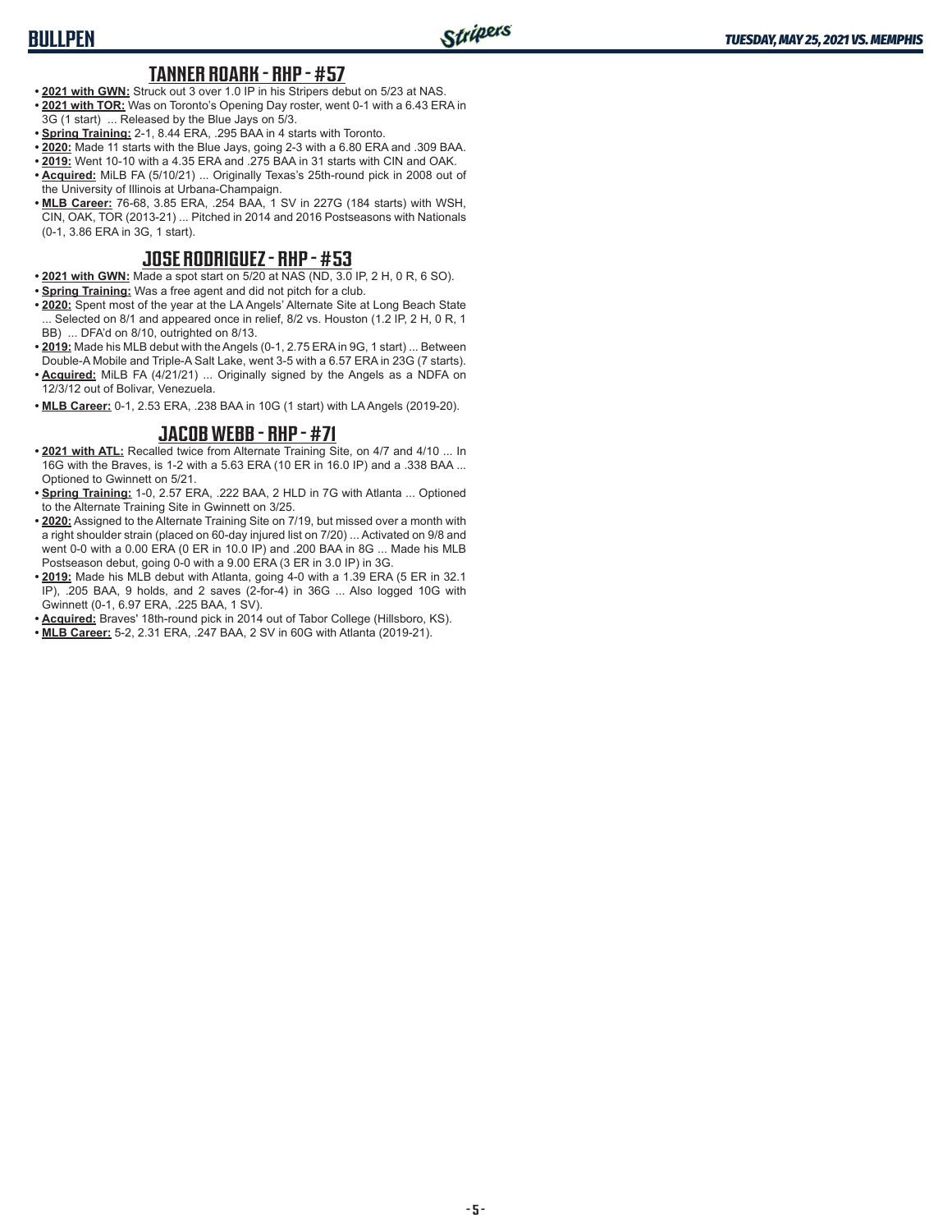# BULLPEN

## TANNER ROARK - RHP - #57

- **2021 with GWN:** Struck out 3 over 1.0 IP in his Stripers debut on 5/23 at NAS.
- **2021 with TOR:** Was on Toronto's Opening Day roster, went 0-1 with a 6.43 ERA in 3G (1 start) ... Released by the Blue Jays on 5/3.
- **Spring Training:** 2-1, 8.44 ERA, .295 BAA in 4 starts with Toronto.
- **2020:** Made 11 starts with the Blue Jays, going 2-3 with a 6.80 ERA and .309 BAA.
- **2019:** Went 10-10 with a 4.35 ERA and .275 BAA in 31 starts with CIN and OAK.
- **Acquired:** MiLB FA (5/10/21) ... Originally Texas's 25th-round pick in 2008 out of the University of Illinois at Urbana-Champaign.
- **MLB Career:** 76-68, 3.85 ERA, .254 BAA, 1 SV in 227G (184 starts) with WSH, CIN, OAK, TOR (2013-21) ... Pitched in 2014 and 2016 Postseasons with Nationals (0-1, 3.86 ERA in 3G, 1 start).

## JOSE RODRIGUEZ - RHP - #53

- **2021 with GWN:** Made a spot start on 5/20 at NAS (ND, 3.0 IP, 2 H, 0 R, 6 SO).
- **Spring Training:** Was a free agent and did not pitch for a club.
- **2020:** Spent most of the year at the LA Angels' Alternate Site at Long Beach State ... Selected on 8/1 and appeared once in relief, 8/2 vs. Houston (1.2 IP, 2 H, 0 R, 1 BB) ... DFA'd on 8/10, outrighted on 8/13.
- **2019:** Made his MLB debut with the Angels (0-1, 2.75 ERA in 9G, 1 start) ... Between Double-A Mobile and Triple-A Salt Lake, went 3-5 with a 6.57 ERA in 23G (7 starts).
- **Acquired:** MiLB FA (4/21/21) ... Originally signed by the Angels as a NDFA on 12/3/12 out of Bolivar, Venezuela.
- **MLB Career:** 0-1, 2.53 ERA, .238 BAA in 10G (1 start) with LA Angels (2019-20).

## JACOB WEBB - RHP - #71

- **2021 with ATL:** Recalled twice from Alternate Training Site, on 4/7 and 4/10 ... In 16G with the Braves, is 1-2 with a 5.63 ERA (10 ER in 16.0 IP) and a .338 BAA ... Optioned to Gwinnett on 5/21.
- **Spring Training:** 1-0, 2.57 ERA, .222 BAA, 2 HLD in 7G with Atlanta ... Optioned to the Alternate Training Site in Gwinnett on 3/25.
- **2020:** Assigned to the Alternate Training Site on 7/19, but missed over a month with a right shoulder strain (placed on 60-day injured list on 7/20) ... Activated on 9/8 and went 0-0 with a 0.00 ERA (0 ER in 10.0 IP) and .200 BAA in 8G ... Made his MLB Postseason debut, going 0-0 with a 9.00 ERA (3 ER in 3.0 IP) in 3G.
- **2019:** Made his MLB debut with Atlanta, going 4-0 with a 1.39 ERA (5 ER in 32.1 IP), .205 BAA, 9 holds, and 2 saves (2-for-4) in 36G ... Also logged 10G with Gwinnett (0-1, 6.97 ERA, .225 BAA, 1 SV).
- **Acquired:** Braves' 18th-round pick in 2014 out of Tabor College (Hillsboro, KS).
- **MLB Career:** 5-2, 2.31 ERA, .247 BAA, 2 SV in 60G with Atlanta (2019-21).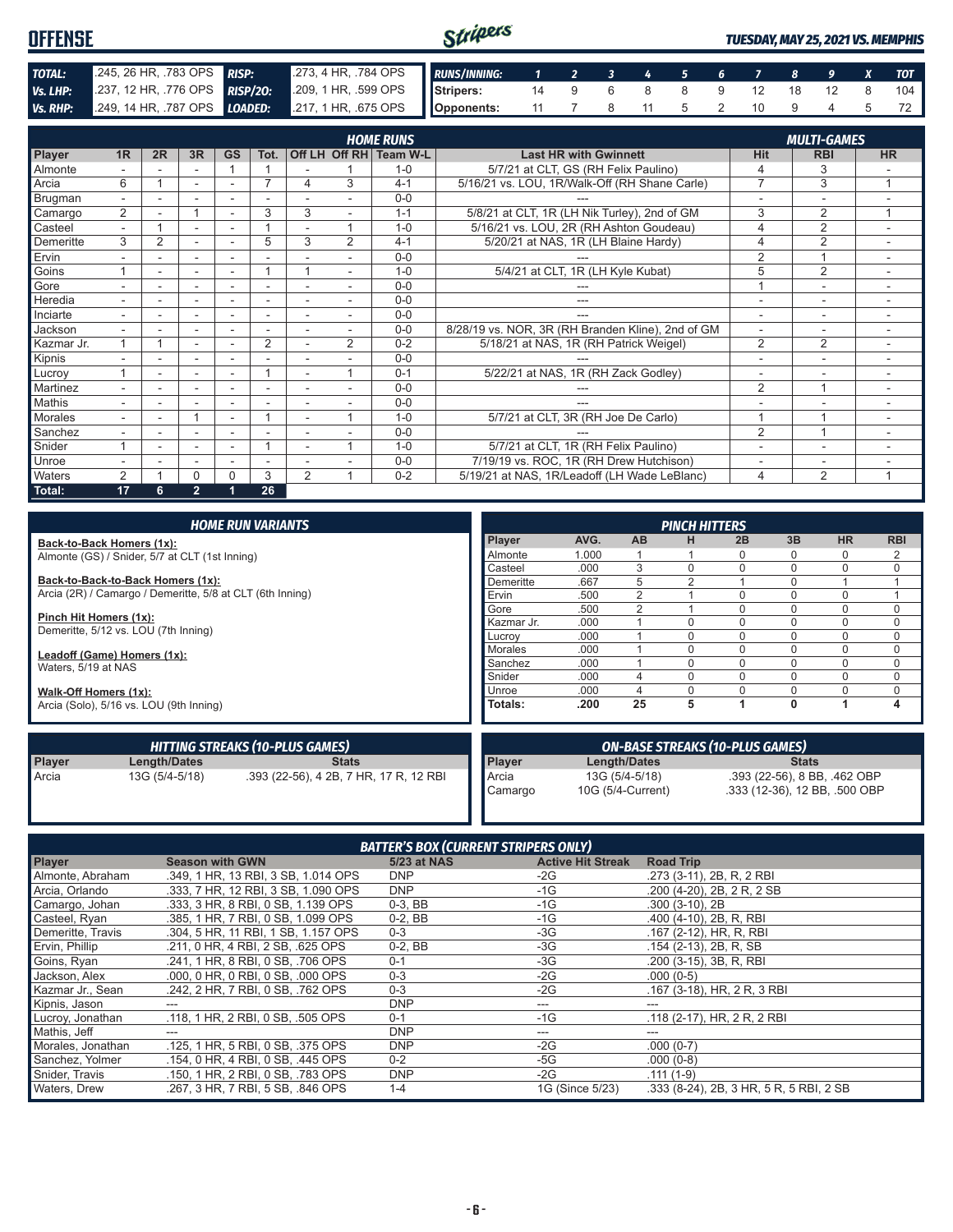# OFFENSE

*TUESDAY, MAY 25, 2021 VS. MEMPHIS*

| | | | |
|---|---|---|---|
| **TOTAL:** | .245, 26 HR, .783 OPS | **RISP:** | .273, 4 HR, .784 OPS |
| **Vs. LHP:** | .237, 12 HR, .776 OPS | **RISP/2O:** | .209, 1 HR, .599 OPS |
| **Vs. RHP:** | .249, 14 HR, .787 OPS | **LOADED:** | .217, 1 HR, .675 OPS |

| RUNS/INNING: | 1 | 2 | 3 | 4 | 5 | 6 | 7 | 8 | 9 | X | TOT |
|---|---|---|---|---|---|---|---|---|---|---|---|
| Stripers: | 14 | 9 | 6 | 8 | 8 | 9 | 12 | 18 | 12 | 8 | 104 |
| Opponents: | 11 | 7 | 8 | 11 | 5 | 2 | 10 | 9 | 4 | 5 | 72 |

## HOME RUNS / MULTI-GAMES

| Player | 1R | 2R | 3R | GS | Tot. | Off LH | Off RH | Team W-L | Last HR with Gwinnett | Hit | RBI | HR |
|---|---|---|---|---|---|---|---|---|---|---|---|---|
| Almonte | - | - | - | 1 | 1 | - | 1 | 1-0 | 5/7/21 at CLT, GS (RH Felix Paulino) | 4 | 3 | - |
| Arcia | 6 | 1 | - | - | 7 | 4 | 3 | 4-1 | 5/16/21 vs. LOU, 1R/Walk-Off (RH Shane Carle) | 7 | 3 | 1 |
| Brugman | - | - | - | - | - | - | - | 0-0 | --- | - | - | - |
| Camargo | 2 | - | 1 | - | 3 | 3 | - | 1-1 | 5/8/21 at CLT, 1R (LH Nik Turley), 2nd of GM | 3 | 2 | 1 |
| Casteel | - | 1 | - | - | 1 | - | 1 | 1-0 | 5/16/21 vs. LOU, 2R (RH Ashton Goudeau) | 4 | 2 | - |
| Demeritte | 3 | 2 | - | - | 5 | 3 | 2 | 4-1 | 5/20/21 at NAS, 1R (LH Blaine Hardy) | 4 | 2 | - |
| Ervin | - | - | - | - | - | - | - | 0-0 | --- | 2 | 1 | - |
| Goins | 1 | - | - | - | 1 | 1 | - | 1-0 | 5/4/21 at CLT, 1R (LH Kyle Kubat) | 5 | 2 | - |
| Gore | - | - | - | - | - | - | - | 0-0 | --- | 1 | - | - |
| Heredia | - | - | - | - | - | - | - | 0-0 | --- | - | - | - |
| Inciarte | - | - | - | - | - | - | - | 0-0 | --- | - | - | - |
| Jackson | - | - | - | - | - | - | - | 0-0 | 8/28/19 vs. NOR, 3R (RH Branden Kline), 2nd of GM | - | - | - |
| Kazmar Jr. | 1 | 1 | - | - | 2 | - | 2 | 0-2 | 5/18/21 at NAS, 1R (RH Patrick Weigel) | 2 | 2 | - |
| Kipnis | - | - | - | - | - | - | - | 0-0 | --- | - | - | - |
| Lucroy | 1 | - | - | - | 1 | - | 1 | 0-1 | 5/22/21 at NAS, 1R (RH Zack Godley) | - | - | - |
| Martinez | - | - | - | - | - | - | - | 0-0 | --- | 2 | 1 | - |
| Mathis | - | - | - | - | - | - | - | 0-0 | --- | - | - | - |
| Morales | - | - | 1 | - | 1 | - | 1 | 1-0 | 5/7/21 at CLT, 3R (RH Joe De Carlo) | 1 | 1 | - |
| Sanchez | - | - | - | - | - | - | - | 0-0 | --- | 2 | 1 | - |
| Snider | 1 | - | - | - | 1 | - | 1 | 1-0 | 5/7/21 at CLT, 1R (RH Felix Paulino) | - | - | - |
| Unroe | - | - | - | - | - | - | - | 0-0 | 7/19/19 vs. ROC, 1R (RH Drew Hutchison) | - | - | - |
| Waters | 2 | 1 | 0 | 0 | 3 | 2 | 1 | 0-2 | 5/19/21 at NAS, 1R/Leadoff (LH Wade LeBlanc) | 4 | 2 | 1 |
| **Total:** | **17** | **6** | **2** | **1** | **26** | | | | | | | |

## HOME RUN VARIANTS

**Back-to-Back Homers (1x):**
Almonte (GS) / Snider, 5/7 at CLT (1st Inning)

**Back-to-Back-to-Back Homers (1x):**
Arcia (2R) / Camargo / Demeritte, 5/8 at CLT (6th Inning)

**Pinch Hit Homers (1x):**
Demeritte, 5/12 vs. LOU (7th Inning)

**Leadoff (Game) Homers (1x):**
Waters, 5/19 at NAS

**Walk-Off Homers (1x):**
Arcia (Solo), 5/16 vs. LOU (9th Inning)

## PINCH HITTERS

| Player | AVG. | AB | H | 2B | 3B | HR | RBI |
|---|---|---|---|---|---|---|---|
| Almonte | 1.000 | 1 | 1 | 0 | 0 | 0 | 2 |
| Casteel | .000 | 3 | 0 | 0 | 0 | 0 | 0 |
| Demeritte | .667 | 5 | 2 | 1 | 0 | 1 | 1 |
| Ervin | .500 | 2 | 1 | 0 | 0 | 0 | 1 |
| Gore | .500 | 2 | 1 | 0 | 0 | 0 | 0 |
| Kazmar Jr. | .000 | 1 | 0 | 0 | 0 | 0 | 0 |
| Lucroy | .000 | 1 | 0 | 0 | 0 | 0 | 0 |
| Morales | .000 | 1 | 0 | 0 | 0 | 0 | 0 |
| Sanchez | .000 | 1 | 0 | 0 | 0 | 0 | 0 |
| Snider | .000 | 4 | 0 | 0 | 0 | 0 | 0 |
| Unroe | .000 | 4 | 0 | 0 | 0 | 0 | 0 |
| **Totals:** | **.200** | **25** | **5** | **1** | **0** | **1** | **4** |

## HITTING STREAKS (10-PLUS GAMES)

| Player | Length/Dates | Stats |
|---|---|---|
| Arcia | 13G (5/4-5/18) | .393 (22-56), 4 2B, 7 HR, 17 R, 12 RBI |

## ON-BASE STREAKS (10-PLUS GAMES)

| Player | Length/Dates | Stats |
|---|---|---|
| Arcia | 13G (5/4-5/18) | .393 (22-56), 8 BB, .462 OBP |
| Camargo | 10G (5/4-Current) | .333 (12-36), 12 BB, .500 OBP |

## BATTER'S BOX (CURRENT STRIPERS ONLY)

| Player | Season with GWN | 5/23 at NAS | Active Hit Streak | Road Trip |
|---|---|---|---|---|
| Almonte, Abraham | .349, 1 HR, 13 RBI, 3 SB, 1.014 OPS | DNP | -2G | .273 (3-11), 2B, R, 2 RBI |
| Arcia, Orlando | .333, 7 HR, 12 RBI, 3 SB, 1.090 OPS | DNP | -1G | .200 (4-20), 2B, 2 R, 2 SB |
| Camargo, Johan | .333, 3 HR, 8 RBI, 0 SB, 1.139 OPS | 0-3, BB | -1G | .300 (3-10), 2B |
| Casteel, Ryan | .385, 1 HR, 7 RBI, 0 SB, 1.099 OPS | 0-2, BB | -1G | .400 (4-10), 2B, R, RBI |
| Demeritte, Travis | .304, 5 HR, 11 RBI, 1 SB, 1.157 OPS | 0-3 | -3G | .167 (2-12), HR, R, RBI |
| Ervin, Phillip | .211, 0 HR, 4 RBI, 2 SB, .625 OPS | 0-2, BB | -3G | .154 (2-13), 2B, R, SB |
| Goins, Ryan | .241, 1 HR, 8 RBI, 0 SB, .706 OPS | 0-1 | -3G | .200 (3-15), 3B, R, RBI |
| Jackson, Alex | .000, 0 HR, 0 RBI, 0 SB, .000 OPS | 0-3 | -2G | .000 (0-5) |
| Kazmar Jr., Sean | .242, 2 HR, 7 RBI, 0 SB, .762 OPS | 0-3 | -2G | .167 (3-18), HR, 2 R, 3 RBI |
| Kipnis, Jason | --- | DNP | --- | --- |
| Lucroy, Jonathan | .118, 1 HR, 2 RBI, 0 SB, .505 OPS | 0-1 | -1G | .118 (2-17), HR, 2 R, 2 RBI |
| Mathis, Jeff | --- | DNP | --- | --- |
| Morales, Jonathan | .125, 1 HR, 5 RBI, 0 SB, .375 OPS | DNP | -2G | .000 (0-7) |
| Sanchez, Yolmer | .154, 0 HR, 4 RBI, 0 SB, .445 OPS | 0-2 | -5G | .000 (0-8) |
| Snider, Travis | .150, 1 HR, 2 RBI, 0 SB, .783 OPS | DNP | -2G | .111 (1-9) |
| Waters, Drew | .267, 3 HR, 7 RBI, 5 SB, .846 OPS | 1-4 | 1G (Since 5/23) | .333 (8-24), 2B, 3 HR, 5 R, 5 RBI, 2 SB |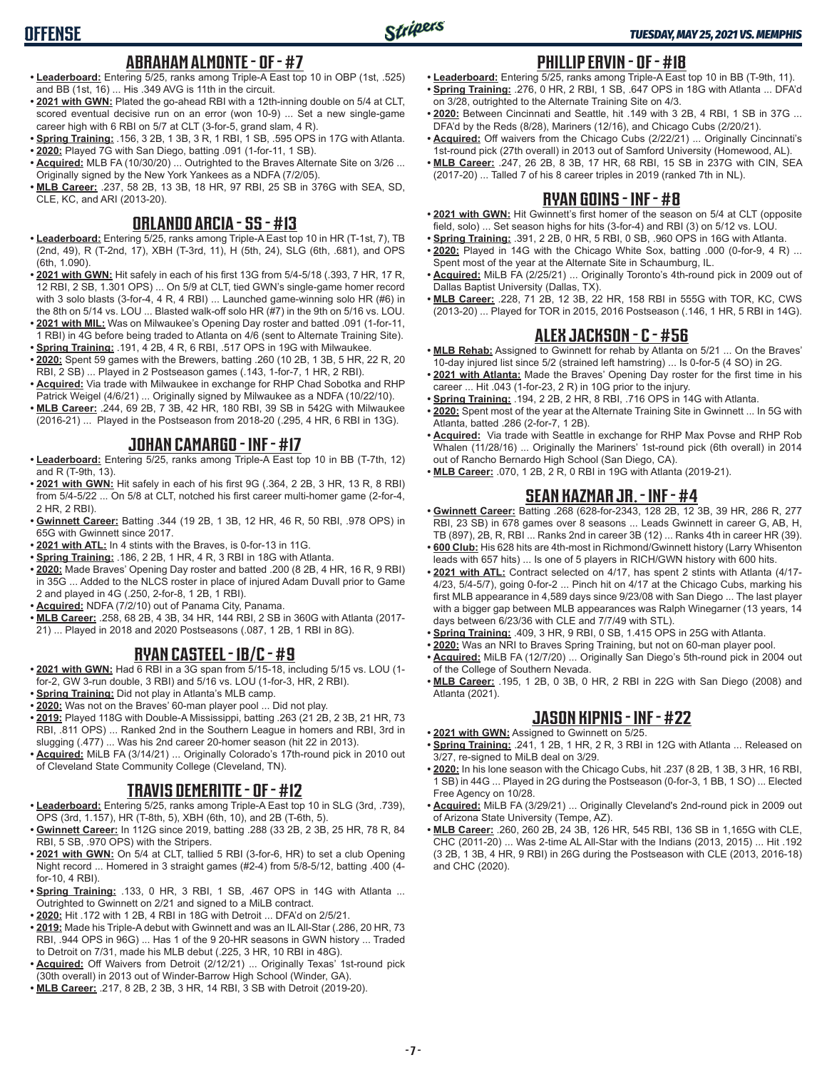# OFFENSE

## ABRAHAM ALMONTE - OF - #7

- **Leaderboard:** Entering 5/25, ranks among Triple-A East top 10 in OBP (1st, .525) and BB (1st, 16) ... His .349 AVG is 11th in the circuit.
- **2021 with GWN:** Plated the go-ahead RBI with a 12th-inning double on 5/4 at CLT, scored eventual decisive run on an error (won 10-9) ... Set a new single-game career high with 6 RBI on 5/7 at CLT (3-for-5, grand slam, 4 R).
- **Spring Training:** .156, 3 2B, 1 3B, 3 R, 1 RBI, 1 SB, .595 OPS in 17G with Atlanta.
- **2020:** Played 7G with San Diego, batting .091 (1-for-11, 1 SB).
- **Acquired:** MLB FA (10/30/20) ... Outrighted to the Braves Alternate Site on 3/26 ... Originally signed by the New York Yankees as a NDFA (7/2/05).
- **MLB Career:** .237, 58 2B, 13 3B, 18 HR, 97 RBI, 25 SB in 376G with SEA, SD, CLE, KC, and ARI (2013-20).

## ORLANDO ARCIA - SS - #13

- **Leaderboard:** Entering 5/25, ranks among Triple-A East top 10 in HR (T-1st, 7), TB (2nd, 49), R (T-2nd, 17), XBH (T-3rd, 11), H (5th, 24), SLG (6th, .681), and OPS (6th, 1.090).
- **2021 with GWN:** Hit safely in each of his first 13G from 5/4-5/18 (.393, 7 HR, 17 R, 12 RBI, 2 SB, 1.301 OPS) ... On 5/9 at CLT, tied GWN's single-game homer record with 3 solo blasts (3-for-4, 4 R, 4 RBI) ... Launched game-winning solo HR (#6) in the 8th on 5/14 vs. LOU ... Blasted walk-off solo HR (#7) in the 9th on 5/16 vs. LOU.
- **2021 with MIL:** Was on Milwaukee's Opening Day roster and batted .091 (1-for-11, 1 RBI) in 4G before being traded to Atlanta on 4/6 (sent to Alternate Training Site).
- **Spring Training:** .191, 4 2B, 4 R, 6 RBI, .517 OPS in 19G with Milwaukee.
- **2020:** Spent 59 games with the Brewers, batting .260 (10 2B, 1 3B, 5 HR, 22 R, 20 RBI, 2 SB) ... Played in 2 Postseason games (.143, 1-for-7, 1 HR, 2 RBI).
- **Acquired:** Via trade with Milwaukee in exchange for RHP Chad Sobotka and RHP Patrick Weigel (4/6/21) ... Originally signed by Milwaukee as a NDFA (10/22/10).
- **MLB Career:** .244, 69 2B, 7 3B, 42 HR, 180 RBI, 39 SB in 542G with Milwaukee (2016-21) ... Played in the Postseason from 2018-20 (.295, 4 HR, 6 RBI in 13G).

## JOHAN CAMARGO - INF - #17

- **Leaderboard:** Entering 5/25, ranks among Triple-A East top 10 in BB (T-7th, 12) and R (T-9th, 13).
- **2021 with GWN:** Hit safely in each of his first 9G (.364, 2 2B, 3 HR, 13 R, 8 RBI) from 5/4-5/22 ... On 5/8 at CLT, notched his first career multi-homer game (2-for-4, 2 HR, 2 RBI).
- **Gwinnett Career:** Batting .344 (19 2B, 1 3B, 12 HR, 46 R, 50 RBI, .978 OPS) in 65G with Gwinnett since 2017.
- **2021 with ATL:** In 4 stints with the Braves, is 0-for-13 in 11G.
- **Spring Training:** .186, 2 2B, 1 HR, 4 R, 3 RBI in 18G with Atlanta.
- **2020:** Made Braves' Opening Day roster and batted .200 (8 2B, 4 HR, 16 R, 9 RBI) in 35G ... Added to the NLCS roster in place of injured Adam Duvall prior to Game 2 and played in 4G (.250, 2-for-8, 1 2B, 1 RBI).
- **Acquired:** NDFA (7/2/10) out of Panama City, Panama.
- **MLB Career:** .258, 68 2B, 4 3B, 34 HR, 144 RBI, 2 SB in 360G with Atlanta (2017-21) ... Played in 2018 and 2020 Postseasons (.087, 1 2B, 1 RBI in 8G).

## RYAN CASTEEL - 1B/C - #9

- **2021 with GWN:** Had 6 RBI in a 3G span from 5/15-18, including 5/15 vs. LOU (1-for-2, GW 3-run double, 3 RBI) and 5/16 vs. LOU (1-for-3, HR, 2 RBI).
- **Spring Training:** Did not play in Atlanta's MLB camp.
- **2020:** Was not on the Braves' 60-man player pool ... Did not play.
- **2019:** Played 118G with Double-A Mississippi, batting .263 (21 2B, 2 3B, 21 HR, 73 RBI, .811 OPS) ... Ranked 2nd in the Southern League in homers and RBI, 3rd in slugging (.477) ... Was his 2nd career 20-homer season (hit 22 in 2013).
- **Acquired:** MiLB FA (3/14/21) ... Originally Colorado's 17th-round pick in 2010 out of Cleveland State Community College (Cleveland, TN).

## TRAVIS DEMERITTE - OF - #12

- **Leaderboard:** Entering 5/25, ranks among Triple-A East top 10 in SLG (3rd, .739), OPS (3rd, 1.157), HR (T-8th, 5), XBH (6th, 10), and 2B (T-6th, 5).
- **Gwinnett Career:** In 112G since 2019, batting .288 (33 2B, 2 3B, 25 HR, 78 R, 84 RBI, 5 SB, .970 OPS) with the Stripers.
- **2021 with GWN:** On 5/4 at CLT, tallied 5 RBI (3-for-6, HR) to set a club Opening Night record ... Homered in 3 straight games (#2-4) from 5/8-5/12, batting .400 (4-for-10, 4 RBI).
- **Spring Training:** .133, 0 HR, 3 RBI, 1 SB, .467 OPS in 14G with Atlanta ... Outrighted to Gwinnett on 2/21 and signed to a MiLB contract.
- **2020:** Hit .172 with 1 2B, 4 RBI in 18G with Detroit ... DFA'd on 2/5/21.
- **2019:** Made his Triple-A debut with Gwinnett and was an IL All-Star (.286, 20 HR, 73 RBI, .944 OPS in 96G) ... Has 1 of the 9 20-HR seasons in GWN history ... Traded to Detroit on 7/31, made his MLB debut (.225, 3 HR, 10 RBI in 48G).
- **Acquired:** Off Waivers from Detroit (2/12/21) ... Originally Texas' 1st-round pick (30th overall) in 2013 out of Winder-Barrow High School (Winder, GA).
- **MLB Career:** .217, 8 2B, 2 3B, 3 HR, 14 RBI, 3 SB with Detroit (2019-20).

## PHILLIP ERVIN - OF - #18

- **Leaderboard:** Entering 5/25, ranks among Triple-A East top 10 in BB (T-9th, 11).
- **Spring Training:** .276, 0 HR, 2 RBI, 1 SB, .647 OPS in 18G with Atlanta ... DFA'd on 3/28, outrighted to the Alternate Training Site on 4/3.
- **2020:** Between Cincinnati and Seattle, hit .149 with 3 2B, 4 RBI, 1 SB in 37G ... DFA'd by the Reds (8/28), Mariners (12/16), and Chicago Cubs (2/20/21).
- **Acquired:** Off waivers from the Chicago Cubs (2/22/21) ... Originally Cincinnati's 1st-round pick (27th overall) in 2013 out of Samford University (Homewood, AL).
- **MLB Career:** .247, 26 2B, 8 3B, 17 HR, 68 RBI, 15 SB in 237G with CIN, SEA (2017-20) ... Talled 7 of his 8 career triples in 2019 (ranked 7th in NL).

## RYAN GOINS - INF - #8

- **2021 with GWN:** Hit Gwinnett's first homer of the season on 5/4 at CLT (opposite field, solo) ... Set season highs for hits (3-for-4) and RBI (3) on 5/12 vs. LOU.
- **Spring Training:** .391, 2 2B, 0 HR, 5 RBI, 0 SB, .960 OPS in 16G with Atlanta.
- **2020:** Played in 14G with the Chicago White Sox, batting .000 (0-for-9, 4 R) ... Spent most of the year at the Alternate Site in Schaumburg, IL.
- **Acquired:** MiLB FA (2/25/21) ... Originally Toronto's 4th-round pick in 2009 out of Dallas Baptist University (Dallas, TX).
- **MLB Career:** .228, 71 2B, 12 3B, 22 HR, 158 RBI in 555G with TOR, KC, CWS (2013-20) ... Played for TOR in 2015, 2016 Postseason (.146, 1 HR, 5 RBI in 14G).

## ALEX JACKSON - C - #56

- **MLB Rehab:** Assigned to Gwinnett for rehab by Atlanta on 5/21 ... On the Braves' 10-day injured list since 5/2 (strained left hamstring) ... Is 0-for-5 (4 SO) in 2G.
- **2021 with Atlanta:** Made the Braves' Opening Day roster for the first time in his career ... Hit .043 (1-for-23, 2 R) in 10G prior to the injury.
- **Spring Training:** .194, 2 2B, 2 HR, 8 RBI, .716 OPS in 14G with Atlanta.
- **2020:** Spent most of the year at the Alternate Training Site in Gwinnett ... In 5G with Atlanta, batted .286 (2-for-7, 1 2B).
- **Acquired:** Via trade with Seattle in exchange for RHP Max Povse and RHP Rob Whalen (11/28/16) ... Originally the Mariners' 1st-round pick (6th overall) in 2014 out of Rancho Bernardo High School (San Diego, CA).
- **MLB Career:** .070, 1 2B, 2 R, 0 RBI in 19G with Atlanta (2019-21).

## SEAN KAZMAR JR. - INF - #4

- **Gwinnett Career:** Batting .268 (628-for-2343, 128 2B, 12 3B, 39 HR, 286 R, 277 RBI, 23 SB) in 678 games over 8 seasons ... Leads Gwinnett in career G, AB, H, TB (897), 2B, R, RBI ... Ranks 2nd in career 3B (12) ... Ranks 4th in career HR (39).
- **600 Club:** His 628 hits are 4th-most in Richmond/Gwinnett history (Larry Whisenton leads with 657 hits) ... Is one of 5 players in RICH/GWN history with 600 hits.
- **2021 with ATL:** Contract selected on 4/17, has spent 2 stints with Atlanta (4/17-4/23, 5/4-5/7), going 0-for-2 ... Pinch hit on 4/17 at the Chicago Cubs, marking his first MLB appearance in 4,589 days since 9/23/08 with San Diego ... The last player with a bigger gap between MLB appearances was Ralph Winegarner (13 years, 14 days between 6/23/36 with CLE and 7/7/49 with STL).
- **Spring Training:** .409, 3 HR, 9 RBI, 0 SB, 1.415 OPS in 25G with Atlanta.
- **2020:** Was an NRI to Braves Spring Training, but not on 60-man player pool.
- **Acquired:** MiLB FA (12/7/20) ... Originally San Diego's 5th-round pick in 2004 out of the College of Southern Nevada.
- **MLB Career:** .195, 1 2B, 0 3B, 0 HR, 2 RBI in 22G with San Diego (2008) and Atlanta (2021).

## JASON KIPNIS - INF - #22

- **2021 with GWN:** Assigned to Gwinnett on 5/25.
- **Spring Training:** .241, 1 2B, 1 HR, 2 R, 3 RBI in 12G with Atlanta ... Released on 3/27, re-signed to MiLB deal on 3/29.
- **2020:** In his lone season with the Chicago Cubs, hit .237 (8 2B, 1 3B, 3 HR, 16 RBI, 1 SB) in 44G ... Played in 2G during the Postseason (0-for-3, 1 BB, 1 SO) ... Elected Free Agency on 10/28.
- **Acquired:** MiLB FA (3/29/21) ... Originally Cleveland's 2nd-round pick in 2009 out of Arizona State University (Tempe, AZ).
- **MLB Career:** .260, 260 2B, 24 3B, 126 HR, 545 RBI, 136 SB in 1,165G with CLE, CHC (2011-20) ... Was 2-time AL All-Star with the Indians (2013, 2015) ... Hit .192 (3 2B, 1 3B, 4 HR, 9 RBI) in 26G during the Postseason with CLE (2013, 2016-18) and CHC (2020).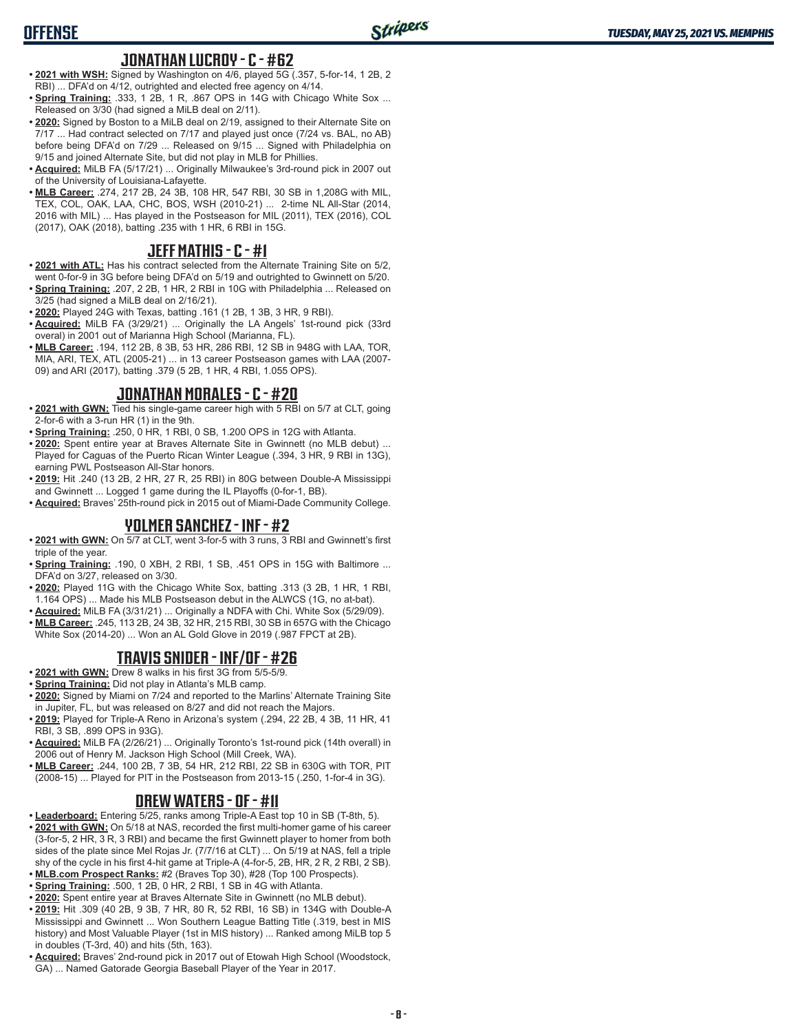## JONATHAN LUCROY - C - #62

- **2021 with WSH:** Signed by Washington on 4/6, played 5G (.357, 5-for-14, 1 2B, 2 RBI) ... DFA'd on 4/12, outrighted and elected free agency on 4/14.
- **Spring Training:** .333, 1 2B, 1 R, .867 OPS in 14G with Chicago White Sox ... Released on 3/30 (had signed a MiLB deal on 2/11).
- **2020:** Signed by Boston to a MiLB deal on 2/19, assigned to their Alternate Site on 7/17 ... Had contract selected on 7/17 and played just once (7/24 vs. BAL, no AB) before being DFA'd on 7/29 ... Released on 9/15 ... Signed with Philadelphia on 9/15 and joined Alternate Site, but did not play in MLB for Phillies.
- **Acquired:** MiLB FA (5/17/21) ... Originally Milwaukee's 3rd-round pick in 2007 out of the University of Louisiana-Lafayette.
- **MLB Career:** .274, 217 2B, 24 3B, 108 HR, 547 RBI, 30 SB in 1,208G with MIL, TEX, COL, OAK, LAA, CHC, BOS, WSH (2010-21) ... 2-time NL All-Star (2014, 2016 with MIL) ... Has played in the Postseason for MIL (2011), TEX (2016), COL (2017), OAK (2018), batting .235 with 1 HR, 6 RBI in 15G.

## JEFF MATHIS - C - #1

- **2021 with ATL:** Has his contract selected from the Alternate Training Site on 5/2, went 0-for-9 in 3G before being DFA'd on 5/19 and outrighted to Gwinnett on 5/20.
- **Spring Training:** .207, 2 2B, 1 HR, 2 RBI in 10G with Philadelphia ... Released on 3/25 (had signed a MiLB deal on 2/16/21).
- **2020:** Played 24G with Texas, batting .161 (1 2B, 1 3B, 3 HR, 9 RBI).
- **Acquired:** MiLB FA (3/29/21) ... Originally the LA Angels' 1st-round pick (33rd overal) in 2001 out of Marianna High School (Marianna, FL).
- **MLB Career:** .194, 112 2B, 8 3B, 53 HR, 286 RBI, 12 SB in 948G with LAA, TOR, MIA, ARI, TEX, ATL (2005-21) ... in 13 career Postseason games with LAA (2007-09) and ARI (2017), batting .379 (5 2B, 1 HR, 4 RBI, 1.055 OPS).

## JONATHAN MORALES - C - #20

- **2021 with GWN:** Tied his single-game career high with 5 RBI on 5/7 at CLT, going 2-for-6 with a 3-run HR (1) in the 9th.
- **Spring Training:** .250, 0 HR, 1 RBI, 0 SB, 1.200 OPS in 12G with Atlanta.
- **2020:** Spent entire year at Braves Alternate Site in Gwinnett (no MLB debut) ... Played for Caguas of the Puerto Rican Winter League (.394, 3 HR, 9 RBI in 13G), earning PWL Postseason All-Star honors.
- **2019:** Hit .240 (13 2B, 2 HR, 27 R, 25 RBI) in 80G between Double-A Mississippi and Gwinnett ... Logged 1 game during the IL Playoffs (0-for-1, BB).
- **Acquired:** Braves' 25th-round pick in 2015 out of Miami-Dade Community College.

## YOLMER SANCHEZ - INF - #2

- **2021 with GWN:** On 5/7 at CLT, went 3-for-5 with 3 runs, 3 RBI and Gwinnett's first triple of the year.
- **Spring Training:** .190, 0 XBH, 2 RBI, 1 SB, .451 OPS in 15G with Baltimore ... DFA'd on 3/27, released on 3/30.
- **2020:** Played 11G with the Chicago White Sox, batting .313 (3 2B, 1 HR, 1 RBI, 1.164 OPS) ... Made his MLB Postseason debut in the ALWCS (1G, no at-bat).
- **Acquired:** MiLB FA (3/31/21) ... Originally a NDFA with Chi. White Sox (5/29/09).
- **MLB Career:** .245, 113 2B, 24 3B, 32 HR, 215 RBI, 30 SB in 657G with the Chicago White Sox (2014-20) ... Won an AL Gold Glove in 2019 (.987 FPCT at 2B).

## TRAVIS SNIDER - INF/OF - #26

- **2021 with GWN:** Drew 8 walks in his first 3G from 5/5-5/9.
- **Spring Training:** Did not play in Atlanta's MLB camp.
- **2020:** Signed by Miami on 7/24 and reported to the Marlins' Alternate Training Site in Jupiter, FL, but was released on 8/27 and did not reach the Majors.
- **2019:** Played for Triple-A Reno in Arizona's system (.294, 22 2B, 4 3B, 11 HR, 41 RBI, 3 SB, .899 OPS in 93G).
- **Acquired:** MiLB FA (2/26/21) ... Originally Toronto's 1st-round pick (14th overall) in 2006 out of Henry M. Jackson High School (Mill Creek, WA).
- **MLB Career:** .244, 100 2B, 7 3B, 54 HR, 212 RBI, 22 SB in 630G with TOR, PIT (2008-15) ... Played for PIT in the Postseason from 2013-15 (.250, 1-for-4 in 3G).

## DREW WATERS - OF - #11

- **Leaderboard:** Entering 5/25, ranks among Triple-A East top 10 in SB (T-8th, 5).
- **2021 with GWN:** On 5/18 at NAS, recorded the first multi-homer game of his career (3-for-5, 2 HR, 3 R, 3 RBI) and became the first Gwinnett player to homer from both sides of the plate since Mel Rojas Jr. (7/7/16 at CLT) ... On 5/19 at NAS, fell a triple shy of the cycle in his first 4-hit game at Triple-A (4-for-5, 2B, HR, 2 R, 2 RBI, 2 SB).
- **MLB.com Prospect Ranks:** #2 (Braves Top 30), #28 (Top 100 Prospects).
- **Spring Training:** .500, 1 2B, 0 HR, 2 RBI, 1 SB in 4G with Atlanta.
- **2020:** Spent entire year at Braves Alternate Site in Gwinnett (no MLB debut).
- **2019:** Hit .309 (40 2B, 9 3B, 7 HR, 80 R, 52 RBI, 16 SB) in 134G with Double-A Mississippi and Gwinnett ... Won Southern League Batting Title (.319, best in MIS history) and Most Valuable Player (1st in MIS history) ... Ranked among MiLB top 5 in doubles (T-3rd, 40) and hits (5th, 163).
- **Acquired:** Braves' 2nd-round pick in 2017 out of Etowah High School (Woodstock, GA) ... Named Gatorade Georgia Baseball Player of the Year in 2017.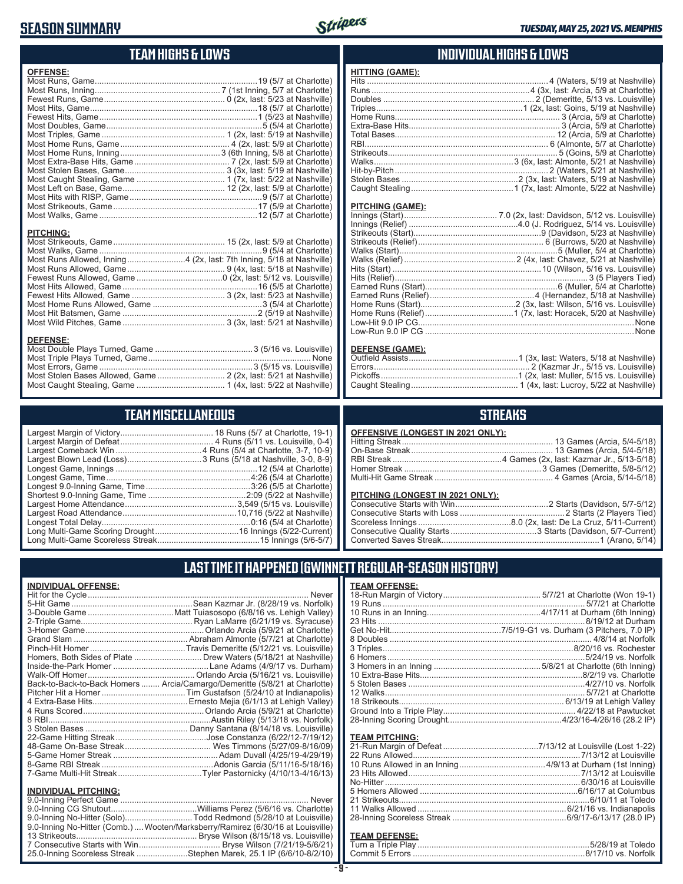# SEASON SUMMARY

*TUESDAY, MAY 25, 2021 VS. MEMPHIS*

## TEAM HIGHS & LOWS

**OFFENSE:**

| | |
|---|---|
| Most Runs, Game | 19 (5/7 at Charlotte) |
| Most Runs, Inning | 7 (1st Inning, 5/7 at Charlotte) |
| Fewest Runs, Game | 0 (2x, last: 5/23 at Nashville) |
| Most Hits, Game | 18 (5/7 at Charlotte) |
| Fewest Hits, Game | 1 (5/23 at Nashville) |
| Most Doubles, Game | 5 (5/4 at Charlotte) |
| Most Triples, Game | 1 (2x, last: 5/19 at Nashville) |
| Most Home Runs, Game | 4 (2x, last: 5/9 at Charlotte) |
| Most Home Runs, Inning | 3 (6th Inning, 5/8 at Charlotte) |
| Most Extra-Base Hits, Game | 7 (2x, last: 5/9 at Charlotte) |
| Most Stolen Bases, Game | 3 (3x, last: 5/19 at Nashville) |
| Most Caught Stealing, Game | 1 (7x, last: 5/22 at Nashville) |
| Most Left on Base, Game | 12 (2x, last: 5/9 at Charlotte) |
| Most Hits with RISP, Game | 9 (5/7 at Charlotte) |
| Most Strikeouts, Game | 17 (5/9 at Charlotte) |
| Most Walks, Game | 12 (5/7 at Charlotte) |

**PITCHING:**

| | |
|---|---|
| Most Strikeouts, Game | 15 (2x, last: 5/9 at Charlotte) |
| Most Walks, Game | 9 (5/4 at Charlotte) |
| Most Runs Allowed, Inning | 4 (2x, last: 7th Inning, 5/18 at Nashville) |
| Most Runs Allowed, Game | 9 (4x, last: 5/18 at Nashville) |
| Fewest Runs Allowed, Game | 0 (2x, last: 5/12 vs. Louisville) |
| Most Hits Allowed, Game | 16 (5/5 at Charlotte) |
| Fewest Hits Allowed, Game | 3 (2x, last: 5/23 at Nashville) |
| Most Home Runs Allowed, Game | 3 (5/4 at Charlotte) |
| Most Hit Batsmen, Game | 2 (5/19 at Nashville) |
| Most Wild Pitches, Game | 3 (3x, last: 5/21 at Nashville) |

**DEFENSE:**

| | |
|---|---|
| Most Double Plays Turned, Game | 3 (5/16 vs. Louisville) |
| Most Triple Plays Turned, Game | None |
| Most Errors, Game | 3 (5/15 vs. Louisville) |
| Most Stolen Bases Allowed, Game | 2 (2x, last: 5/21 at Nashville) |
| Most Caught Stealing, Game | 1 (4x, last: 5/22 at Nashville) |

## INDIVIDUAL HIGHS & LOWS

**HITTING (GAME):**

| | |
|---|---|
| Hits | 4 (Waters, 5/19 at Nashville) |
| Runs | 4 (3x, last: Arcia, 5/9 at Charlotte) |
| Doubles | 2 (Demeritte, 5/13 vs. Louisville) |
| Triples | 1 (2x, last: Goins, 5/19 at Nashville) |
| Home Runs | 3 (Arcia, 5/9 at Charlotte) |
| Extra-Base Hits | 3 (Arcia, 5/9 at Charlotte) |
| Total Bases | 12 (Arcia, 5/9 at Charlotte) |
| RBI | 6 (Almonte, 5/7 at Charlotte) |
| Strikeouts | 5 (Goins, 5/9 at Charlotte) |
| Walks | 3 (6x, last: Almonte, 5/21 at Nashville) |
| Hit-by-Pitch | 2 (Waters, 5/21 at Nashville) |
| Stolen Bases | 2 (3x, last: Waters, 5/19 at Nashville) |
| Caught Stealing | 1 (7x, last: Almonte, 5/22 at Nashville) |

**PITCHING (GAME):**

| | |
|---|---|
| Innings (Start) | 7.0 (2x, last: Davidson, 5/12 vs. Louisville) |
| Innings (Relief) | 4.0 (J. Rodriguez, 5/14 vs. Louisville) |
| Strikeouts (Start) | 9 (Davidson, 5/23 at Nashville) |
| Strikeouts (Relief) | 6 (Burrows, 5/20 at Nashville) |
| Walks (Start) | 5 (Muller, 5/4 at Charlotte) |
| Walks (Relief) | 2 (4x, last: Chavez, 5/21 at Nashville) |
| Hits (Start) | 10 (Wilson, 5/16 vs. Louisville) |
| Hits (Relief) | 3 (5 Players Tied) |
| Earned Runs (Start) | 6 (Muller, 5/4 at Charlotte) |
| Earned Runs (Relief) | 4 (Hernandez, 5/18 at Nashville) |
| Home Runs (Start) | 2 (3x, last: Wilson, 5/16 vs. Louisville) |
| Home Runs (Relief) | 1 (7x, last: Horacek, 5/20 at Nashville) |
| Low-Hit 9.0 IP CG | None |
| Low-Run 9.0 IP CG | None |

**DEFENSE (GAME):**

| | |
|---|---|
| Outfield Assists | 1 (3x, last: Waters, 5/18 at Nashville) |
| Errors | 2 (Kazmar Jr., 5/15 vs. Louisville) |
| Pickoffs | 1 (2x, last: Muller, 5/15 vs. Louisville) |
| Caught Stealing | 1 (4x, last: Lucroy, 5/22 at Nashville) |

## TEAM MISCELLANEOUS

| | |
|---|---|
| Largest Margin of Victory | 18 Runs (5/7 at Charlotte, 19-1) |
| Largest Margin of Defeat | 4 Runs (5/11 vs. Louisville, 0-4) |
| Largest Comeback Win | 4 Runs (5/4 at Charlotte, 3-7, 10-9) |
| Largest Blown Lead (Loss) | 3 Runs (5/18 at Nashville, 3-0, 8-9) |
| Longest Game, Innings | 12 (5/4 at Charlotte) |
| Longest Game, Time | 4:26 (5/4 at Charlotte) |
| Longest 9.0-Inning Game, Time | 3:26 (5/5 at Charlotte) |
| Shortest 9.0-Inning Game, Time | 2:09 (5/22 at Nashville) |
| Largest Home Attendance | 3,549 (5/15 vs. Louisville) |
| Largest Road Attendance | 10,716 (5/22 at Nashville) |
| Longest Total Delay | 0:16 (5/4 at Charlotte) |
| Long Multi-Game Scoring Drought | 16 Innings (5/22-Current) |
| Long Multi-Game Scoreless Streak | 15 Innings (5/6-5/7) |

## STREAKS

**OFFENSIVE (LONGEST IN 2021 ONLY):**

| | |
|---|---|
| Hitting Streak | 13 Games (Arcia, 5/4-5/18) |
| On-Base Streak | 13 Games (Arcia, 5/4-5/18) |
| RBI Streak | 4 Games (2x, last: Kazmar Jr., 5/13-5/18) |
| Homer Streak | 3 Games (Demeritte, 5/8-5/12) |
| Multi-Hit Game Streak | 4 Games (Arcia, 5/14-5/18) |

**PITCHING (LONGEST IN 2021 ONLY):**

| | |
|---|---|
| Consecutive Starts with Win | 2 Starts (Davidson, 5/7-5/12) |
| Consecutive Starts with Loss | 2 Starts (2 Players Tied) |
| Scoreless Innings | 8.0 (2x, last: De La Cruz, 5/11-Current) |
| Consecutive Quality Starts | 3 Starts (Davidson, 5/7-Current) |
| Converted Saves Streak | 1 (Arano, 5/14) |

## LAST TIME IT HAPPENED (GWINNETT REGULAR-SEASON HISTORY)

**INDIVIDUAL OFFENSE:**

| | |
|---|---|
| Hit for the Cycle | Never |
| 5-Hit Game | Sean Kazmar Jr. (8/28/19 vs. Norfolk) |
| 3-Double Game | Matt Tuiasosopo (6/8/16 vs. Lehigh Valley) |
| 2-Triple Game | Ryan LaMarre (6/21/19 vs. Syracuse) |
| 3-Homer Game | Orlando Arcia (5/9/21 at Charlotte) |
| Grand Slam | Abraham Almonte (5/7/21 at Charlotte) |
| Pinch-Hit Homer | Travis Demeritte (5/12/21 vs. Louisville) |
| Homers, Both Sides of Plate | Drew Waters (5/18/21 at Nashville) |
| Inside-the-Park Homer | Lane Adams (4/9/17 vs. Durham) |
| Walk-Off Homer | Orlando Arcia (5/16/21 vs. Louisville) |
| Back-to-Back-to-Back Homers | Arcia/Camargo/Demeritte (5/8/21 at Charlotte) |
| Pitcher Hit a Homer | Tim Gustafson (5/24/10 at Indianapolis) |
| 4 Extra-Base Hits | Ernesto Mejia (6/1/13 at Lehigh Valley) |
| 4 Runs Scored | Orlando Arcia (5/9/21 at Charlotte) |
| 8 RBI | Austin Riley (5/13/18 vs. Norfolk) |
| 3 Stolen Bases | Danny Santana (8/14/18 vs. Louisville) |
| 22-Game Hitting Streak | Jose Constanza (6/22/12-7/19/12) |
| 48-Game On-Base Streak | Wes Timmons (5/27/09-8/16/09) |
| 5-Game Homer Streak | Adam Duvall (4/25/19-4/29/19) |
| 8-Game RBI Streak | Adonis Garcia (5/11/16-5/18/16) |
| 7-Game Multi-Hit Streak | Tyler Pastornicky (4/10/13-4/16/13) |

**INDIVIDUAL PITCHING:**

| | |
|---|---|
| 9.0-Inning Perfect Game | Never |
| 9.0-Inning CG Shutout | Williams Perez (5/6/16 vs. Charlotte) |
| 9.0-Inning No-Hitter (Solo) | Todd Redmond (5/28/10 at Louisville) |
| 9.0-Inning No-Hitter (Comb.) | Wooten/Marksberry/Ramirez (6/30/16 at Louisville) |
| 13 Strikeouts | Bryse Wilson (8/15/18 vs. Louisville) |
| 7 Consecutive Starts with Win | Bryse Wilson (7/21/19-5/6/21) |
| 25.0-Inning Scoreless Streak | Stephen Marek, 25.1 IP (6/6/10-8/2/10) |

**TEAM OFFENSE:**

| | |
|---|---|
| 18-Run Margin of Victory | 5/7/21 at Charlotte (Won 19-1) |
| 19 Runs | 5/7/21 at Charlotte |
| 10 Runs in an Inning | 4/17/11 at Durham (6th Inning) |
| 23 Hits | 8/19/12 at Durham |
| Get No-Hit | 7/5/19-G1 vs. Durham (3 Pitchers, 7.0 IP) |
| 8 Doubles | 4/8/14 at Norfolk |
| 3 Triples | 8/20/16 vs. Rochester |
| 6 Homers | 5/24/19 vs. Norfolk |
| 3 Homers in an Inning | 5/8/21 at Charlotte (6th Inning) |
| 10 Extra-Base Hits | 8/2/19 vs. Charlotte |
| 5 Stolen Bases | 4/27/10 vs. Norfolk |
| 12 Walks | 5/7/21 at Charlotte |
| 18 Strikeouts | 6/13/19 at Lehigh Valley |
| Ground Into a Triple Play | 4/22/18 at Pawtucket |
| 28-Inning Scoring Drought | 4/23/16-4/26/16 (28.2 IP) |

**TEAM PITCHING:**

| | |
|---|---|
| 21-Run Margin of Defeat | 7/13/12 at Louisville (Lost 1-22) |
| 22 Runs Allowed | 7/13/12 at Louisville |
| 10 Runs Allowed in an Inning | 4/9/13 at Durham (1st Inning) |
| 23 Hits Allowed | 7/13/12 at Louisville |
| No-Hitter | 6/30/16 at Louisville |
| 5 Homers Allowed | 6/16/17 at Columbus |
| 21 Strikeouts | 6/10/11 at Toledo |
| 11 Walks Allowed | 6/21/16 vs. Indianapolis |
| 28-Inning Scoreless Streak | 6/9/17-6/13/17 (28.0 IP) |

**TEAM DEFENSE:**

| | |
|---|---|
| Turn a Triple Play | 5/28/19 at Toledo |
| Commit 5 Errors | 8/17/10 vs. Norfolk |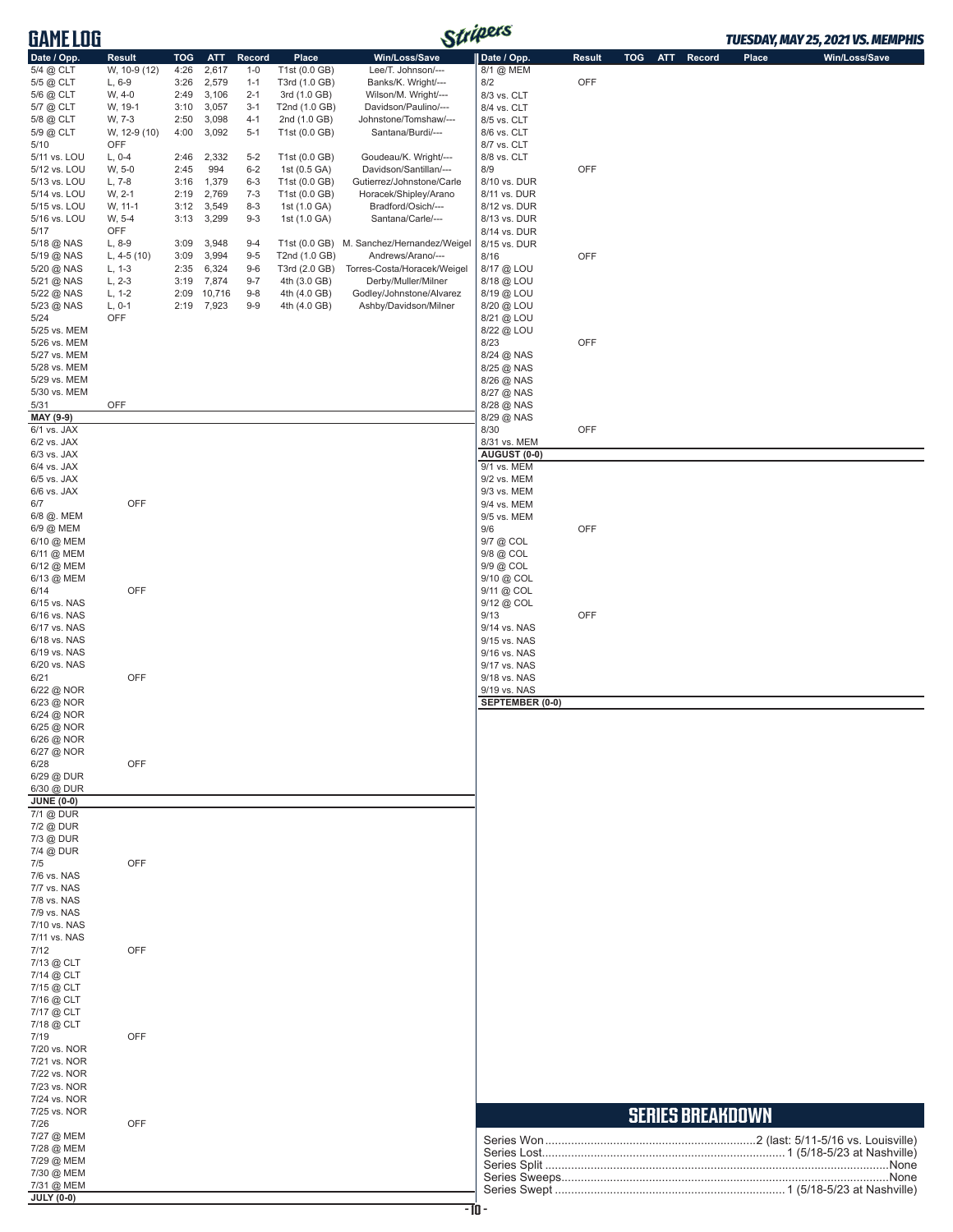## GAME LOG

*TUESDAY, MAY 25, 2021 VS. MEMPHIS*

| Date / Opp. | Result | TOG | ATT | Record | Place | Win/Loss/Save |
|---|---|---|---|---|---|---|
| 5/4 @ CLT | W, 10-9 (12) | 4:26 | 2,617 | 1-0 | T1st (0.0 GB) | Lee/T. Johnson/--- |
| 5/5 @ CLT | L, 6-9 | 3:26 | 2,579 | 1-1 | T3rd (1.0 GB) | Banks/K. Wright/--- |
| 5/6 @ CLT | W, 4-0 | 2:49 | 3,106 | 2-1 | 3rd (1.0 GB) | Wilson/M. Wright/--- |
| 5/7 @ CLT | W, 19-1 | 3:10 | 3,057 | 3-1 | T2nd (1.0 GB) | Davidson/Paulino/--- |
| 5/8 @ CLT | W, 7-3 | 2:50 | 3,098 | 4-1 | 2nd (1.0 GB) | Johnstone/Tomshaw/--- |
| 5/9 @ CLT | W, 12-9 (10) | 4:00 | 3,092 | 5-1 | T1st (0.0 GB) | Santana/Burdi/--- |
| 5/10 | OFF | | | | | |
| 5/11 vs. LOU | L, 0-4 | 2:46 | 2,332 | 5-2 | T1st (0.0 GB) | Goudeau/K. Wright/--- |
| 5/12 vs. LOU | W, 5-0 | 2:45 | 994 | 6-2 | 1st (0.5 GA) | Davidson/Santillan/--- |
| 5/13 vs. LOU | L, 7-8 | 3:16 | 1,379 | 6-3 | T1st (0.0 GB) | Gutierrez/Johnstone/Carle |
| 5/14 vs. LOU | W, 2-1 | 2:19 | 2,769 | 7-3 | T1st (0.0 GB) | Horacek/Shipley/Arano |
| 5/15 vs. LOU | W, 11-1 | 3:12 | 3,549 | 8-3 | 1st (1.0 GA) | Bradford/Osich/--- |
| 5/16 vs. LOU | W, 5-4 | 3:13 | 3,299 | 9-3 | 1st (1.0 GA) | Santana/Carle/--- |
| 5/17 | OFF | | | | | |
| 5/18 @ NAS | L, 8-9 | 3:09 | 3,948 | 9-4 | T1st (0.0 GB) | M. Sanchez/Hernandez/Weigel |
| 5/19 @ NAS | L, 4-5 (10) | 3:09 | 3,994 | 9-5 | T2nd (1.0 GB) | Andrews/Arano/--- |
| 5/20 @ NAS | L, 1-3 | 2:35 | 6,324 | 9-6 | T3rd (2.0 GB) | Torres-Costa/Horacek/Weigel |
| 5/21 @ NAS | L, 2-3 | 3:19 | 7,874 | 9-7 | 4th (3.0 GB) | Derby/Muller/Milner |
| 5/22 @ NAS | L, 1-2 | 2:09 | 10,716 | 9-8 | 4th (4.0 GB) | Godley/Johnstone/Alvarez |
| 5/23 @ NAS | L, 0-1 | 2:19 | 7,923 | 9-9 | 4th (4.0 GB) | Ashby/Davidson/Milner |
| 5/24 | OFF | | | | | |
| 5/25 vs. MEM | | | | | | |
| 5/26 vs. MEM | | | | | | |
| 5/27 vs. MEM | | | | | | |
| 5/28 vs. MEM | | | | | | |
| 5/29 vs. MEM | | | | | | |
| 5/30 vs. MEM | | | | | | |
| 5/31 | OFF | | | | | |
| **MAY (9-9)** | | | | | | |
| 6/1 vs. JAX | | | | | | |
| 6/2 vs. JAX | | | | | | |
| 6/3 vs. JAX | | | | | | |
| 6/4 vs. JAX | | | | | | |
| 6/5 vs. JAX | | | | | | |
| 6/6 vs. JAX | | | | | | |
| 6/7 | OFF | | | | | |
| 6/8 @. MEM | | | | | | |
| 6/9 @ MEM | | | | | | |
| 6/10 @ MEM | | | | | | |
| 6/11 @ MEM | | | | | | |
| 6/12 @ MEM | | | | | | |
| 6/13 @ MEM | | | | | | |
| 6/14 | OFF | | | | | |
| 6/15 vs. NAS | | | | | | |
| 6/16 vs. NAS | | | | | | |
| 6/17 vs. NAS | | | | | | |
| 6/18 vs. NAS | | | | | | |
| 6/19 vs. NAS | | | | | | |
| 6/20 vs. NAS | | | | | | |
| 6/21 | OFF | | | | | |
| 6/22 @ NOR | | | | | | |
| 6/23 @ NOR | | | | | | |
| 6/24 @ NOR | | | | | | |
| 6/25 @ NOR | | | | | | |
| 6/26 @ NOR | | | | | | |
| 6/27 @ NOR | | | | | | |
| 6/28 | OFF | | | | | |
| 6/29 @ DUR | | | | | | |
| 6/30 @ DUR | | | | | | |
| **JUNE (0-0)** | | | | | | |
| 7/1 @ DUR | | | | | | |
| 7/2 @ DUR | | | | | | |
| 7/3 @ DUR | | | | | | |
| 7/4 @ DUR | | | | | | |
| 7/5 | OFF | | | | | |
| 7/6 vs. NAS | | | | | | |
| 7/7 vs. NAS | | | | | | |
| 7/8 vs. NAS | | | | | | |
| 7/9 vs. NAS | | | | | | |
| 7/10 vs. NAS | | | | | | |
| 7/11 vs. NAS | | | | | | |
| 7/12 | OFF | | | | | |
| 7/13 @ CLT | | | | | | |
| 7/14 @ CLT | | | | | | |
| 7/15 @ CLT | | | | | | |
| 7/16 @ CLT | | | | | | |
| 7/17 @ CLT | | | | | | |
| 7/18 @ CLT | | | | | | |
| 7/19 | OFF | | | | | |
| 7/20 vs. NOR | | | | | | |
| 7/21 vs. NOR | | | | | | |
| 7/22 vs. NOR | | | | | | |
| 7/23 vs. NOR | | | | | | |
| 7/24 vs. NOR | | | | | | |
| 7/25 vs. NOR | | | | | | |
| 7/26 | OFF | | | | | |
| 7/27 @ MEM | | | | | | |
| 7/28 @ MEM | | | | | | |
| 7/29 @ MEM | | | | | | |
| 7/30 @ MEM | | | | | | |
| 7/31 @ MEM | | | | | | |
| **JULY (0-0)** | | | | | | |

| Date / Opp. | Result | TOG | ATT | Record | Place | Win/Loss/Save |
|---|---|---|---|---|---|---|
| 8/1 @ MEM | | | | | | |
| 8/2 | OFF | | | | | |
| 8/3 vs. CLT | | | | | | |
| 8/4 vs. CLT | | | | | | |
| 8/5 vs. CLT | | | | | | |
| 8/6 vs. CLT | | | | | | |
| 8/7 vs. CLT | | | | | | |
| 8/8 vs. CLT | | | | | | |
| 8/9 | OFF | | | | | |
| 8/10 vs. DUR | | | | | | |
| 8/11 vs. DUR | | | | | | |
| 8/12 vs. DUR | | | | | | |
| 8/13 vs. DUR | | | | | | |
| 8/14 vs. DUR | | | | | | |
| 8/15 vs. DUR | | | | | | |
| 8/16 | OFF | | | | | |
| 8/17 @ LOU | | | | | | |
| 8/18 @ LOU | | | | | | |
| 8/19 @ LOU | | | | | | |
| 8/20 @ LOU | | | | | | |
| 8/21 @ LOU | | | | | | |
| 8/22 @ LOU | | | | | | |
| 8/23 | OFF | | | | | |
| 8/24 @ NAS | | | | | | |
| 8/25 @ NAS | | | | | | |
| 8/26 @ NAS | | | | | | |
| 8/27 @ NAS | | | | | | |
| 8/28 @ NAS | | | | | | |
| 8/29 @ NAS | | | | | | |
| 8/30 | OFF | | | | | |
| 8/31 vs. MEM | | | | | | |
| **AUGUST (0-0)** | | | | | | |
| 9/1 vs. MEM | | | | | | |
| 9/2 vs. MEM | | | | | | |
| 9/3 vs. MEM | | | | | | |
| 9/4 vs. MEM | | | | | | |
| 9/5 vs. MEM | | | | | | |
| 9/6 | OFF | | | | | |
| 9/7 @ COL | | | | | | |
| 9/8 @ COL | | | | | | |
| 9/9 @ COL | | | | | | |
| 9/10 @ COL | | | | | | |
| 9/11 @ COL | | | | | | |
| 9/12 @ COL | | | | | | |
| 9/13 | OFF | | | | | |
| 9/14 vs. NAS | | | | | | |
| 9/15 vs. NAS | | | | | | |
| 9/16 vs. NAS | | | | | | |
| 9/17 vs. NAS | | | | | | |
| 9/18 vs. NAS | | | | | | |
| 9/19 vs. NAS | | | | | | |
| **SEPTEMBER (0-0)** | | | | | | |

## SERIES BREAKDOWN

Series Won....................2 (last: 5/11-5/16 vs. Louisville)
Series Lost....................1 (5/18-5/23 at Nashville)
Series Split....................None
Series Sweeps....................None
Series Swept....................1 (5/18-5/23 at Nashville)